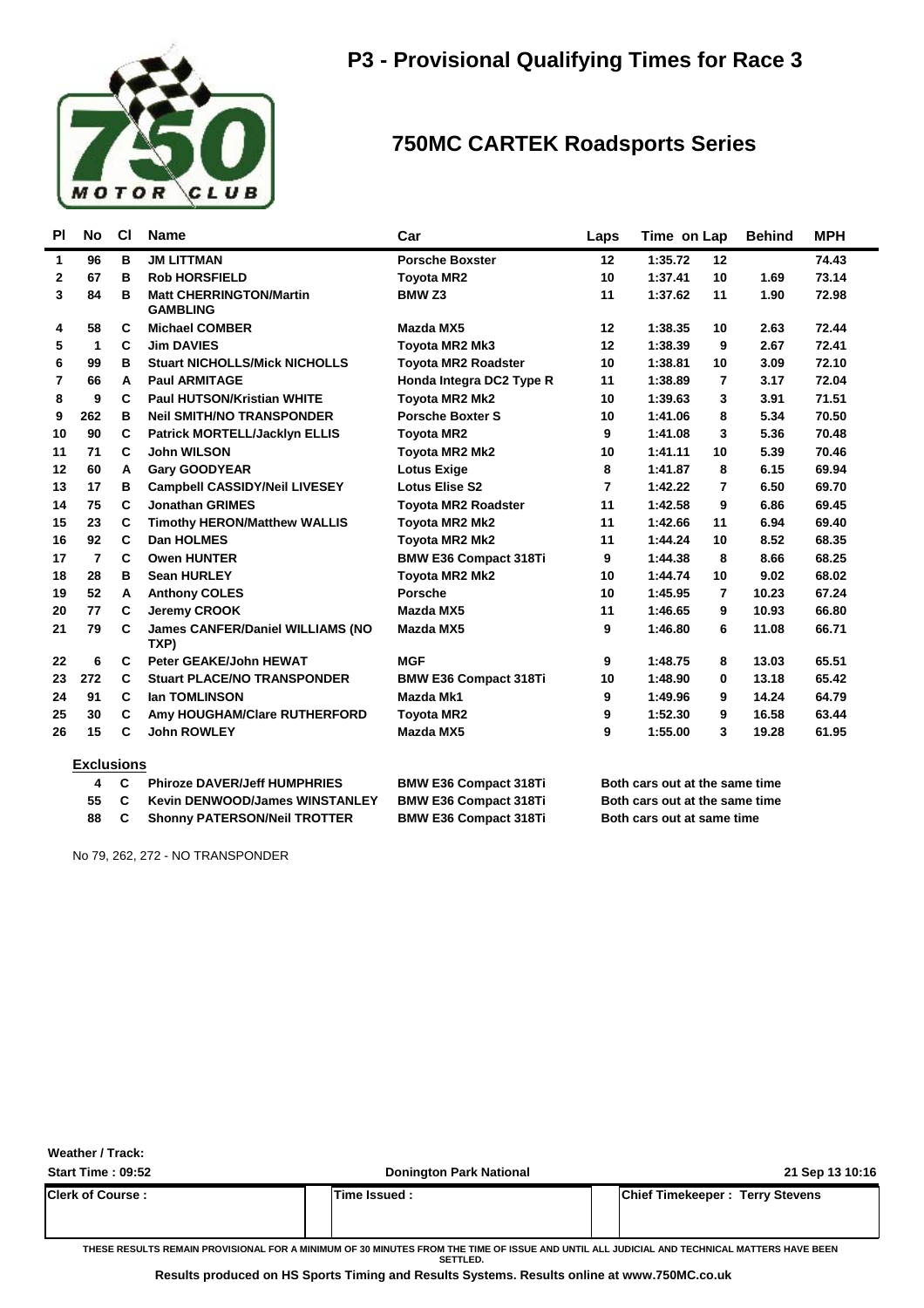# P3 - Provisional Qualifying Times for Race 3

## 750MC CARTEK Roadsports Series

| Pl | No | Cl | Name | Car | Laps | Time | on Lap | Behind | MPH |
|---|---|---|---|---|---|---|---|---|---|
| 1 | 96 | B | JM LITTMAN | Porsche Boxster | 12 | 1:35.72 | 12 | | 74.43 |
| 2 | 67 | B | Rob HORSFIELD | Toyota MR2 | 10 | 1:37.41 | 10 | 1.69 | 73.14 |
| 3 | 84 | B | Matt CHERRINGTON/Martin GAMBLING | BMW Z3 | 11 | 1:37.62 | 11 | 1.90 | 72.98 |
| 4 | 58 | C | Michael COMBER | Mazda MX5 | 12 | 1:38.35 | 10 | 2.63 | 72.44 |
| 5 | 1 | C | Jim DAVIES | Toyota MR2 Mk3 | 12 | 1:38.39 | 9 | 2.67 | 72.41 |
| 6 | 99 | B | Stuart NICHOLLS/Mick NICHOLLS | Toyota MR2 Roadster | 10 | 1:38.81 | 10 | 3.09 | 72.10 |
| 7 | 66 | A | Paul ARMITAGE | Honda Integra DC2 Type R | 11 | 1:38.89 | 7 | 3.17 | 72.04 |
| 8 | 9 | C | Paul HUTSON/Kristian WHITE | Toyota MR2 Mk2 | 10 | 1:39.63 | 3 | 3.91 | 71.51 |
| 9 | 262 | B | Neil SMITH/NO TRANSPONDER | Porsche Boxter S | 10 | 1:41.06 | 8 | 5.34 | 70.50 |
| 10 | 90 | C | Patrick MORTELL/Jacklyn ELLIS | Toyota MR2 | 9 | 1:41.08 | 3 | 5.36 | 70.48 |
| 11 | 71 | C | John WILSON | Toyota MR2 Mk2 | 10 | 1:41.11 | 10 | 5.39 | 70.46 |
| 12 | 60 | A | Gary GOODYEAR | Lotus Exige | 8 | 1:41.87 | 8 | 6.15 | 69.94 |
| 13 | 17 | B | Campbell CASSIDY/Neil LIVESEY | Lotus Elise S2 | 7 | 1:42.22 | 7 | 6.50 | 69.70 |
| 14 | 75 | C | Jonathan GRIMES | Toyota MR2 Roadster | 11 | 1:42.58 | 9 | 6.86 | 69.45 |
| 15 | 23 | C | Timothy HERON/Matthew WALLIS | Toyota MR2 Mk2 | 11 | 1:42.66 | 11 | 6.94 | 69.40 |
| 16 | 92 | C | Dan HOLMES | Toyota MR2 Mk2 | 11 | 1:44.24 | 10 | 8.52 | 68.35 |
| 17 | 7 | C | Owen HUNTER | BMW E36 Compact 318Ti | 9 | 1:44.38 | 8 | 8.66 | 68.25 |
| 18 | 28 | B | Sean HURLEY | Toyota MR2 Mk2 | 10 | 1:44.74 | 10 | 9.02 | 68.02 |
| 19 | 52 | A | Anthony COLES | Porsche | 10 | 1:45.95 | 7 | 10.23 | 67.24 |
| 20 | 77 | C | Jeremy CROOK | Mazda MX5 | 11 | 1:46.65 | 9 | 10.93 | 66.80 |
| 21 | 79 | C | James CANFER/Daniel WILLIAMS (NO TXP) | Mazda MX5 | 9 | 1:46.80 | 6 | 11.08 | 66.71 |
| 22 | 6 | C | Peter GEAKE/John HEWAT | MGF | 9 | 1:48.75 | 8 | 13.03 | 65.51 |
| 23 | 272 | C | Stuart PLACE/NO TRANSPONDER | BMW E36 Compact 318Ti | 10 | 1:48.90 | 0 | 13.18 | 65.42 |
| 24 | 91 | C | Ian TOMLINSON | Mazda Mk1 | 9 | 1:49.96 | 9 | 14.24 | 64.79 |
| 25 | 30 | C | Amy HOUGHAM/Clare RUTHERFORD | Toyota MR2 | 9 | 1:52.30 | 9 | 16.58 | 63.44 |
| 26 | 15 | C | John ROWLEY | Mazda MX5 | 9 | 1:55.00 | 3 | 19.28 | 61.95 |

**Exclusions**

| | | | | |
|---|---|---|---|---|
| 4 | C | Phiroze DAVER/Jeff HUMPHRIES | BMW E36 Compact 318Ti | Both cars out at the same time |
| 55 | C | Kevin DENWOOD/James WINSTANLEY | BMW E36 Compact 318Ti | Both cars out at the same time |
| 88 | C | Shonny PATERSON/Neil TROTTER | BMW E36 Compact 318Ti | Both cars out at same time |

No 79, 262, 272 - NO TRANSPONDER

**Weather / Track:**

**Start Time : 09:52** | **Donington Park National** | **21 Sep 13 10:16**

| Clerk of Course : | Time Issued : | Chief Timekeeper : Terry Stevens |
|---|---|---|

THESE RESULTS REMAIN PROVISIONAL FOR A MINIMUM OF 30 MINUTES FROM THE TIME OF ISSUE AND UNTIL ALL JUDICIAL AND TECHNICAL MATTERS HAVE BEEN SETTLED.

**Results produced on HS Sports Timing and Results Systems. Results online at www.750MC.co.uk**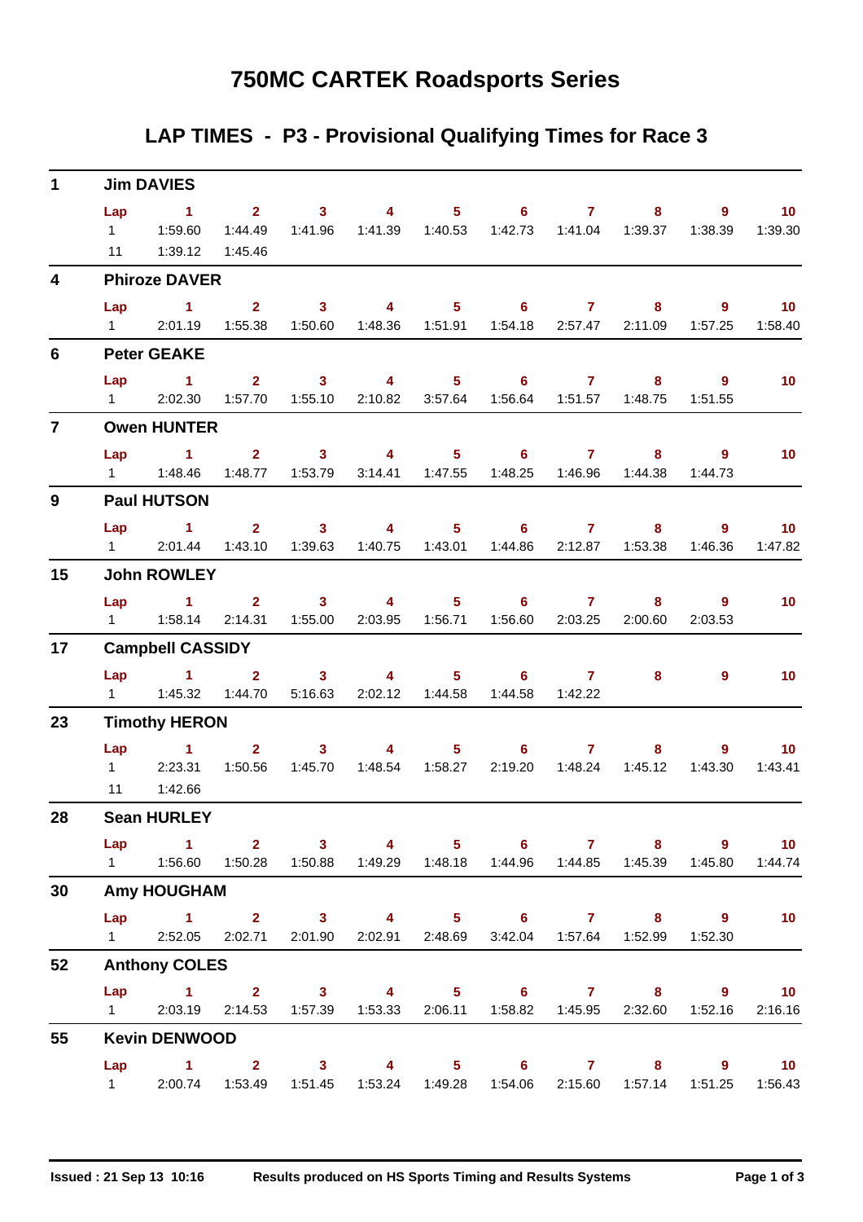# 750MC CARTEK Roadsports Series

## LAP TIMES - P3 - Provisional Qualifying Times for Race 3

### 1 Jim DAVIES

| Lap | 1 | 2 | 3 | 4 | 5 | 6 | 7 | 8 | 9 | 10 |
|---|---|---|---|---|---|---|---|---|---|---|
| 1 | 1:59.60 | 1:44.49 | 1:41.96 | 1:41.39 | 1:40.53 | 1:42.73 | 1:41.04 | 1:39.37 | 1:38.39 | 1:39.30 |
| 11 | 1:39.12 | 1:45.46 | | | | | | | | |

### 4 Phiroze DAVER

| Lap | 1 | 2 | 3 | 4 | 5 | 6 | 7 | 8 | 9 | 10 |
|---|---|---|---|---|---|---|---|---|---|---|
| 1 | 2:01.19 | 1:55.38 | 1:50.60 | 1:48.36 | 1:51.91 | 1:54.18 | 2:57.47 | 2:11.09 | 1:57.25 | 1:58.40 |

### 6 Peter GEAKE

| Lap | 1 | 2 | 3 | 4 | 5 | 6 | 7 | 8 | 9 | 10 |
|---|---|---|---|---|---|---|---|---|---|---|
| 1 | 2:02.30 | 1:57.70 | 1:55.10 | 2:10.82 | 3:57.64 | 1:56.64 | 1:51.57 | 1:48.75 | 1:51.55 | |

### 7 Owen HUNTER

| Lap | 1 | 2 | 3 | 4 | 5 | 6 | 7 | 8 | 9 | 10 |
|---|---|---|---|---|---|---|---|---|---|---|
| 1 | 1:48.46 | 1:48.77 | 1:53.79 | 3:14.41 | 1:47.55 | 1:48.25 | 1:46.96 | 1:44.38 | 1:44.73 | |

### 9 Paul HUTSON

| Lap | 1 | 2 | 3 | 4 | 5 | 6 | 7 | 8 | 9 | 10 |
|---|---|---|---|---|---|---|---|---|---|---|
| 1 | 2:01.44 | 1:43.10 | 1:39.63 | 1:40.75 | 1:43.01 | 1:44.86 | 2:12.87 | 1:53.38 | 1:46.36 | 1:47.82 |

### 15 John ROWLEY

| Lap | 1 | 2 | 3 | 4 | 5 | 6 | 7 | 8 | 9 | 10 |
|---|---|---|---|---|---|---|---|---|---|---|
| 1 | 1:58.14 | 2:14.31 | 1:55.00 | 2:03.95 | 1:56.71 | 1:56.60 | 2:03.25 | 2:00.60 | 2:03.53 | |

### 17 Campbell CASSIDY

| Lap | 1 | 2 | 3 | 4 | 5 | 6 | 7 | 8 | 9 | 10 |
|---|---|---|---|---|---|---|---|---|---|---|
| 1 | 1:45.32 | 1:44.70 | 5:16.63 | 2:02.12 | 1:44.58 | 1:44.58 | 1:42.22 | | | |

### 23 Timothy HERON

| Lap | 1 | 2 | 3 | 4 | 5 | 6 | 7 | 8 | 9 | 10 |
|---|---|---|---|---|---|---|---|---|---|---|
| 1 | 2:23.31 | 1:50.56 | 1:45.70 | 1:48.54 | 1:58.27 | 2:19.20 | 1:48.24 | 1:45.12 | 1:43.30 | 1:43.41 |
| 11 | 1:42.66 | | | | | | | | | |

### 28 Sean HURLEY

| Lap | 1 | 2 | 3 | 4 | 5 | 6 | 7 | 8 | 9 | 10 |
|---|---|---|---|---|---|---|---|---|---|---|
| 1 | 1:56.60 | 1:50.28 | 1:50.88 | 1:49.29 | 1:48.18 | 1:44.96 | 1:44.85 | 1:45.39 | 1:45.80 | 1:44.74 |

### 30 Amy HOUGHAM

| Lap | 1 | 2 | 3 | 4 | 5 | 6 | 7 | 8 | 9 | 10 |
|---|---|---|---|---|---|---|---|---|---|---|
| 1 | 2:52.05 | 2:02.71 | 2:01.90 | 2:02.91 | 2:48.69 | 3:42.04 | 1:57.64 | 1:52.99 | 1:52.30 | |

### 52 Anthony COLES

| Lap | 1 | 2 | 3 | 4 | 5 | 6 | 7 | 8 | 9 | 10 |
|---|---|---|---|---|---|---|---|---|---|---|
| 1 | 2:03.19 | 2:14.53 | 1:57.39 | 1:53.33 | 2:06.11 | 1:58.82 | 1:45.95 | 2:32.60 | 1:52.16 | 2:16.16 |

### 55 Kevin DENWOOD

| Lap | 1 | 2 | 3 | 4 | 5 | 6 | 7 | 8 | 9 | 10 |
|---|---|---|---|---|---|---|---|---|---|---|
| 1 | 2:00.74 | 1:53.49 | 1:51.45 | 1:53.24 | 1:49.28 | 1:54.06 | 2:15.60 | 1:57.14 | 1:51.25 | 1:56.43 |

Issued : 21 Sep 13 10:16 Results produced on HS Sports Timing and Results Systems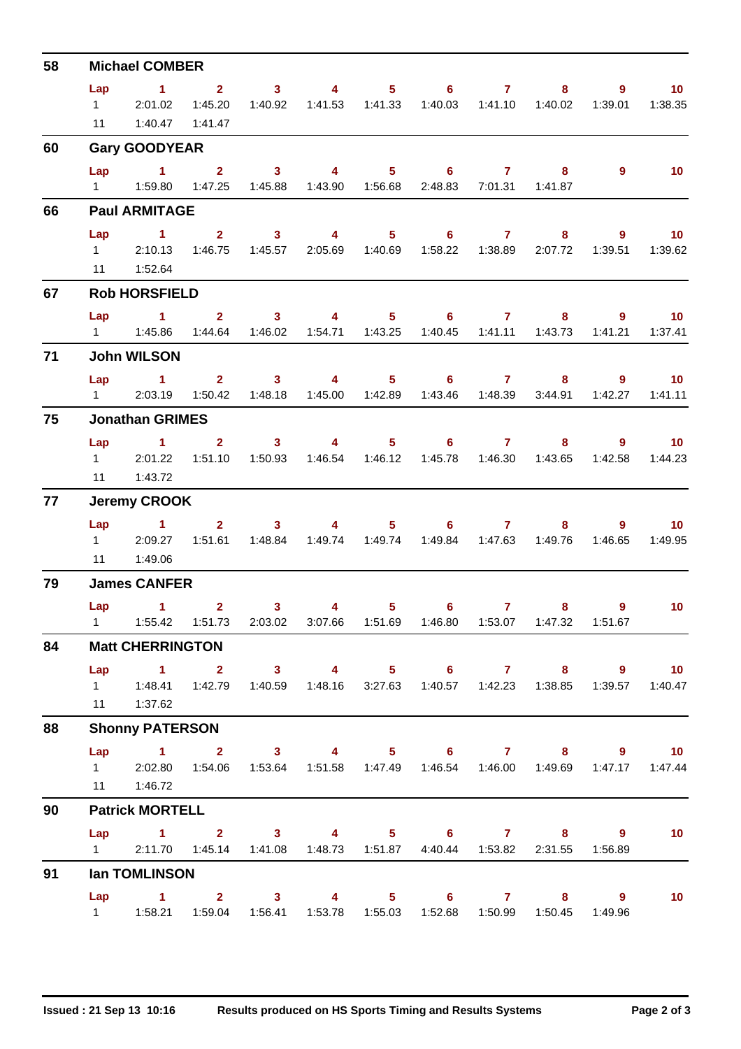## 58 Michael COMBER

| Lap | 1 | 2 | 3 | 4 | 5 | 6 | 7 | 8 | 9 | 10 |
|---|---|---|---|---|---|---|---|---|---|---|
| 1 | 2:01.02 | 1:45.20 | 1:40.92 | 1:41.53 | 1:41.33 | 1:40.03 | 1:41.10 | 1:40.02 | 1:39.01 | 1:38.35 |
| 11 | 1:40.47 | 1:41.47 | | | | | | | | |

## 60 Gary GOODYEAR

| Lap | 1 | 2 | 3 | 4 | 5 | 6 | 7 | 8 | 9 | 10 |
|---|---|---|---|---|---|---|---|---|---|---|
| 1 | 1:59.80 | 1:47.25 | 1:45.88 | 1:43.90 | 1:56.68 | 2:48.83 | 7:01.31 | 1:41.87 | | |

## 66 Paul ARMITAGE

| Lap | 1 | 2 | 3 | 4 | 5 | 6 | 7 | 8 | 9 | 10 |
|---|---|---|---|---|---|---|---|---|---|---|
| 1 | 2:10.13 | 1:46.75 | 1:45.57 | 2:05.69 | 1:40.69 | 1:58.22 | 1:38.89 | 2:07.72 | 1:39.51 | 1:39.62 |
| 11 | 1:52.64 | | | | | | | | | |

## 67 Rob HORSFIELD

| Lap | 1 | 2 | 3 | 4 | 5 | 6 | 7 | 8 | 9 | 10 |
|---|---|---|---|---|---|---|---|---|---|---|
| 1 | 1:45.86 | 1:44.64 | 1:46.02 | 1:54.71 | 1:43.25 | 1:40.45 | 1:41.11 | 1:43.73 | 1:41.21 | 1:37.41 |

## 71 John WILSON

| Lap | 1 | 2 | 3 | 4 | 5 | 6 | 7 | 8 | 9 | 10 |
|---|---|---|---|---|---|---|---|---|---|---|
| 1 | 2:03.19 | 1:50.42 | 1:48.18 | 1:45.00 | 1:42.89 | 1:43.46 | 1:48.39 | 3:44.91 | 1:42.27 | 1:41.11 |

## 75 Jonathan GRIMES

| Lap | 1 | 2 | 3 | 4 | 5 | 6 | 7 | 8 | 9 | 10 |
|---|---|---|---|---|---|---|---|---|---|---|
| 1 | 2:01.22 | 1:51.10 | 1:50.93 | 1:46.54 | 1:46.12 | 1:45.78 | 1:46.30 | 1:43.65 | 1:42.58 | 1:44.23 |
| 11 | 1:43.72 | | | | | | | | | |

## 77 Jeremy CROOK

| Lap | 1 | 2 | 3 | 4 | 5 | 6 | 7 | 8 | 9 | 10 |
|---|---|---|---|---|---|---|---|---|---|---|
| 1 | 2:09.27 | 1:51.61 | 1:48.84 | 1:49.74 | 1:49.74 | 1:49.84 | 1:47.63 | 1:49.76 | 1:46.65 | 1:49.95 |
| 11 | 1:49.06 | | | | | | | | | |

## 79 James CANFER

| Lap | 1 | 2 | 3 | 4 | 5 | 6 | 7 | 8 | 9 | 10 |
|---|---|---|---|---|---|---|---|---|---|---|
| 1 | 1:55.42 | 1:51.73 | 2:03.02 | 3:07.66 | 1:51.69 | 1:46.80 | 1:53.07 | 1:47.32 | 1:51.67 | |

## 84 Matt CHERRINGTON

| Lap | 1 | 2 | 3 | 4 | 5 | 6 | 7 | 8 | 9 | 10 |
|---|---|---|---|---|---|---|---|---|---|---|
| 1 | 1:48.41 | 1:42.79 | 1:40.59 | 1:48.16 | 3:27.63 | 1:40.57 | 1:42.23 | 1:38.85 | 1:39.57 | 1:40.47 |
| 11 | 1:37.62 | | | | | | | | | |

## 88 Shonny PATERSON

| Lap | 1 | 2 | 3 | 4 | 5 | 6 | 7 | 8 | 9 | 10 |
|---|---|---|---|---|---|---|---|---|---|---|
| 1 | 2:02.80 | 1:54.06 | 1:53.64 | 1:51.58 | 1:47.49 | 1:46.54 | 1:46.00 | 1:49.69 | 1:47.17 | 1:47.44 |
| 11 | 1:46.72 | | | | | | | | | |

## 90 Patrick MORTELL

| Lap | 1 | 2 | 3 | 4 | 5 | 6 | 7 | 8 | 9 | 10 |
|---|---|---|---|---|---|---|---|---|---|---|
| 1 | 2:11.70 | 1:45.14 | 1:41.08 | 1:48.73 | 1:51.87 | 4:40.44 | 1:53.82 | 2:31.55 | 1:56.89 | |

## 91 Ian TOMLINSON

| Lap | 1 | 2 | 3 | 4 | 5 | 6 | 7 | 8 | 9 | 10 |
|---|---|---|---|---|---|---|---|---|---|---|
| 1 | 1:58.21 | 1:59.04 | 1:56.41 | 1:53.78 | 1:55.03 | 1:52.68 | 1:50.99 | 1:50.45 | 1:49.96 | |

**Issued : 21 Sep 13 10:16** **Results produced on HS Sports Timing and Results Systems**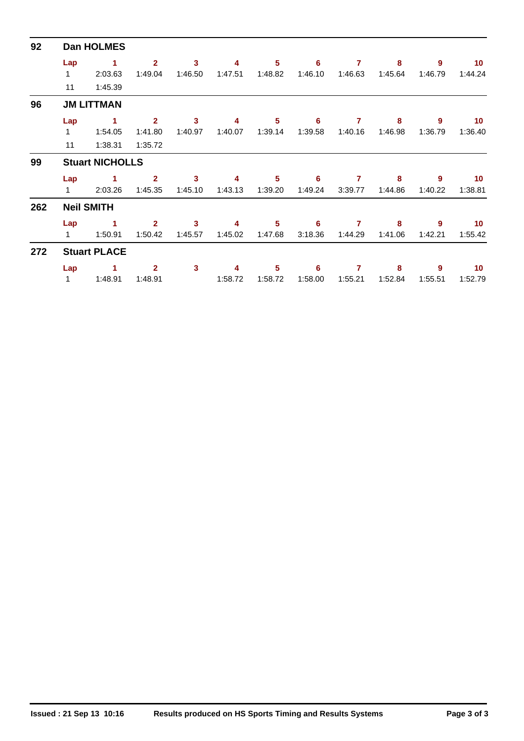## 92 Dan HOLMES

| Lap | 1 | 2 | 3 | 4 | 5 | 6 | 7 | 8 | 9 | 10 |
|---|---|---|---|---|---|---|---|---|---|---|
| 1 | 2:03.63 | 1:49.04 | 1:46.50 | 1:47.51 | 1:48.82 | 1:46.10 | 1:46.63 | 1:45.64 | 1:46.79 | 1:44.24 |
| 11 | 1:45.39 | | | | | | | | | |

## 96 JM LITTMAN

| Lap | 1 | 2 | 3 | 4 | 5 | 6 | 7 | 8 | 9 | 10 |
|---|---|---|---|---|---|---|---|---|---|---|
| 1 | 1:54.05 | 1:41.80 | 1:40.97 | 1:40.07 | 1:39.14 | 1:39.58 | 1:40.16 | 1:46.98 | 1:36.79 | 1:36.40 |
| 11 | 1:38.31 | 1:35.72 | | | | | | | | |

## 99 Stuart NICHOLLS

| Lap | 1 | 2 | 3 | 4 | 5 | 6 | 7 | 8 | 9 | 10 |
|---|---|---|---|---|---|---|---|---|---|---|
| 1 | 2:03.26 | 1:45.35 | 1:45.10 | 1:43.13 | 1:39.20 | 1:49.24 | 3:39.77 | 1:44.86 | 1:40.22 | 1:38.81 |

## 262 Neil SMITH

| Lap | 1 | 2 | 3 | 4 | 5 | 6 | 7 | 8 | 9 | 10 |
|---|---|---|---|---|---|---|---|---|---|---|
| 1 | 1:50.91 | 1:50.42 | 1:45.57 | 1:45.02 | 1:47.68 | 3:18.36 | 1:44.29 | 1:41.06 | 1:42.21 | 1:55.42 |

## 272 Stuart PLACE

| Lap | 1 | 2 | 3 | 4 | 5 | 6 | 7 | 8 | 9 | 10 |
|---|---|---|---|---|---|---|---|---|---|---|
| 1 | 1:48.91 | 1:48.91 | | 1:58.72 | 1:58.72 | 1:58.00 | 1:55.21 | 1:52.84 | 1:55.51 | 1:52.79 |

**Issued : 21 Sep 13 10:16** **Results produced on HS Sports Timing and Results Systems**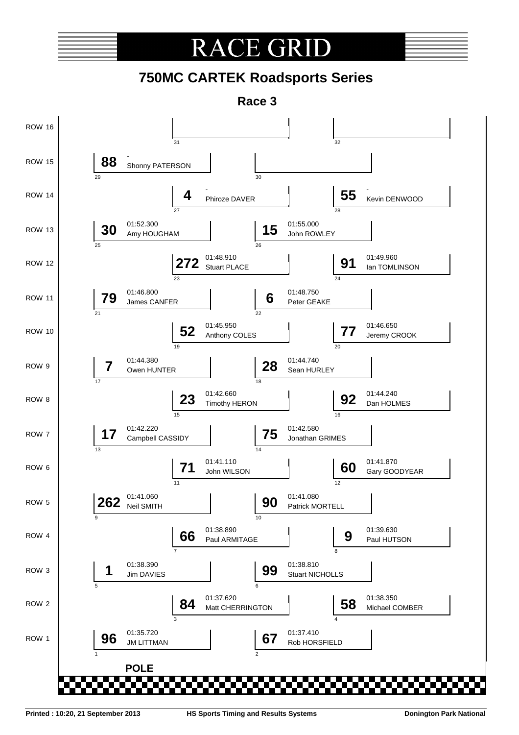# RACE GRID

## 750MC CARTEK Roadsports Series

### Race 3

| Row | Grid Position | No. | Driver | Time |
|---|---|---|---|---|
| ROW 16 | 31 | | | |
| ROW 16 | 32 | | | |
| ROW 15 | 29 | 88 | Shonny PATERSON | - |
| ROW 15 | 30 | | | |
| ROW 14 | 27 | 4 | Phiroze DAVER | - |
| ROW 14 | 28 | 55 | Kevin DENWOOD | - |
| ROW 13 | 25 | 30 | Amy HOUGHAM | 01:52.300 |
| ROW 13 | 26 | 15 | John ROWLEY | 01:55.000 |
| ROW 12 | 23 | 272 | Stuart PLACE | 01:48.910 |
| ROW 12 | 24 | 91 | Ian TOMLINSON | 01:49.960 |
| ROW 11 | 21 | 79 | James CANFER | 01:46.800 |
| ROW 11 | 22 | 6 | Peter GEAKE | 01:48.750 |
| ROW 10 | 19 | 52 | Anthony COLES | 01:45.950 |
| ROW 10 | 20 | 77 | Jeremy CROOK | 01:46.650 |
| ROW 9 | 17 | 7 | Owen HUNTER | 01:44.380 |
| ROW 9 | 18 | 28 | Sean HURLEY | 01:44.740 |
| ROW 8 | 15 | 23 | Timothy HERON | 01:42.660 |
| ROW 8 | 16 | 92 | Dan HOLMES | 01:44.240 |
| ROW 7 | 13 | 17 | Campbell CASSIDY | 01:42.220 |
| ROW 7 | 14 | 75 | Jonathan GRIMES | 01:42.580 |
| ROW 6 | 11 | 71 | John WILSON | 01:41.110 |
| ROW 6 | 12 | 60 | Gary GOODYEAR | 01:41.870 |
| ROW 5 | 9 | 262 | Neil SMITH | 01:41.060 |
| ROW 5 | 10 | 90 | Patrick MORTELL | 01:41.080 |
| ROW 4 | 7 | 66 | Paul ARMITAGE | 01:38.890 |
| ROW 4 | 8 | 9 | Paul HUTSON | 01:39.630 |
| ROW 3 | 5 | 1 | Jim DAVIES | 01:38.390 |
| ROW 3 | 6 | 99 | Stuart NICHOLLS | 01:38.810 |
| ROW 2 | 3 | 84 | Matt CHERRINGTON | 01:37.620 |
| ROW 2 | 4 | 58 | Michael COMBER | 01:38.350 |
| ROW 1 | 1 | 96 | JM LITTMAN | 01:35.720 |
| ROW 1 | 2 | 67 | Rob HORSFIELD | 01:37.410 |

**POLE**

**Printed : 10:20, 21 September 2013** **HS Sports Timing and Results Systems** **Donington Park National**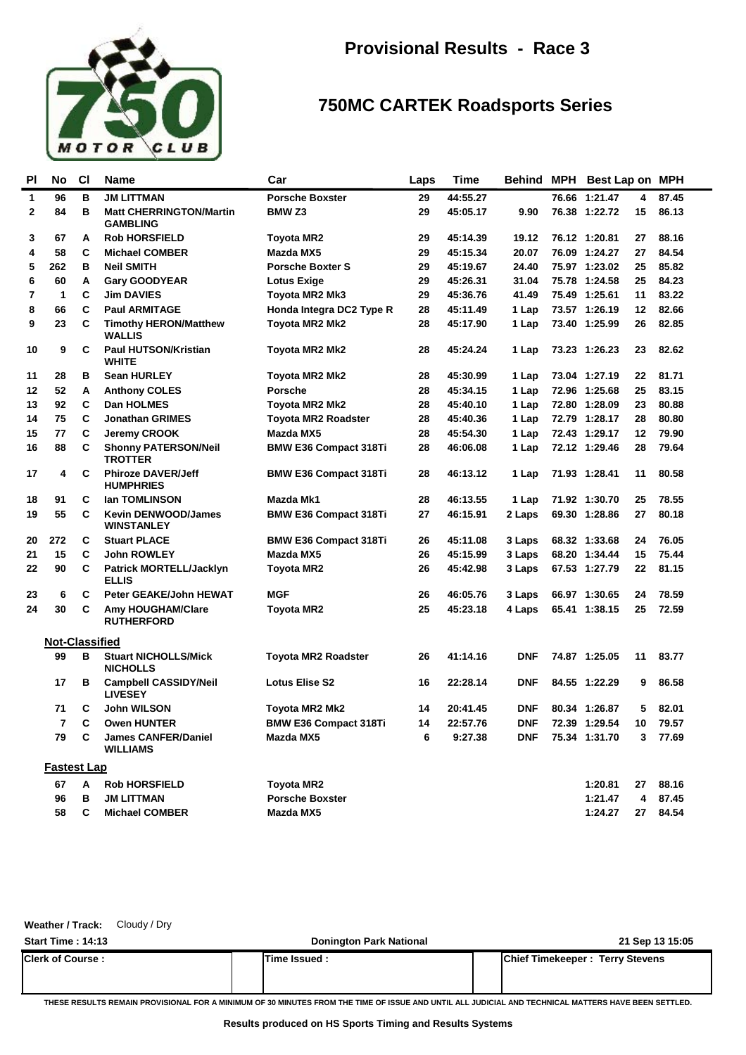# Provisional Results - Race 3

## 750MC CARTEK Roadsports Series

| Pl | No | Cl | Name | Car | Laps | Time | Behind | MPH | Best Lap | on | MPH |
|---|---|---|---|---|---|---|---|---|---|---|---|
| 1 | 96 | B | JM LITTMAN | Porsche Boxster | 29 | 44:55.27 | | 76.66 | 1:21.47 | 4 | 87.45 |
| 2 | 84 | B | Matt CHERRINGTON/Martin GAMBLING | BMW Z3 | 29 | 45:05.17 | 9.90 | 76.38 | 1:22.72 | 15 | 86.13 |
| 3 | 67 | A | Rob HORSFIELD | Toyota MR2 | 29 | 45:14.39 | 19.12 | 76.12 | 1:20.81 | 27 | 88.16 |
| 4 | 58 | C | Michael COMBER | Mazda MX5 | 29 | 45:15.34 | 20.07 | 76.09 | 1:24.27 | 27 | 84.54 |
| 5 | 262 | B | Neil SMITH | Porsche Boxter S | 29 | 45:19.67 | 24.40 | 75.97 | 1:23.02 | 25 | 85.82 |
| 6 | 60 | A | Gary GOODYEAR | Lotus Exige | 29 | 45:26.31 | 31.04 | 75.78 | 1:24.58 | 25 | 84.23 |
| 7 | 1 | C | Jim DAVIES | Toyota MR2 Mk3 | 29 | 45:36.76 | 41.49 | 75.49 | 1:25.61 | 11 | 83.22 |
| 8 | 66 | C | Paul ARMITAGE | Honda Integra DC2 Type R | 28 | 45:11.49 | 1 Lap | 73.57 | 1:26.19 | 12 | 82.66 |
| 9 | 23 | C | Timothy HERON/Matthew WALLIS | Toyota MR2 Mk2 | 28 | 45:17.90 | 1 Lap | 73.40 | 1:25.99 | 26 | 82.85 |
| 10 | 9 | C | Paul HUTSON/Kristian WHITE | Toyota MR2 Mk2 | 28 | 45:24.24 | 1 Lap | 73.23 | 1:26.23 | 23 | 82.62 |
| 11 | 28 | B | Sean HURLEY | Toyota MR2 Mk2 | 28 | 45:30.99 | 1 Lap | 73.04 | 1:27.19 | 22 | 81.71 |
| 12 | 52 | A | Anthony COLES | Porsche | 28 | 45:34.15 | 1 Lap | 72.96 | 1:25.68 | 25 | 83.15 |
| 13 | 92 | C | Dan HOLMES | Toyota MR2 Mk2 | 28 | 45:40.10 | 1 Lap | 72.80 | 1:28.09 | 23 | 80.88 |
| 14 | 75 | C | Jonathan GRIMES | Toyota MR2 Roadster | 28 | 45:40.36 | 1 Lap | 72.79 | 1:28.17 | 28 | 80.80 |
| 15 | 77 | C | Jeremy CROOK | Mazda MX5 | 28 | 45:54.30 | 1 Lap | 72.43 | 1:29.17 | 12 | 79.90 |
| 16 | 88 | C | Shonny PATERSON/Neil TROTTER | BMW E36 Compact 318Ti | 28 | 46:06.08 | 1 Lap | 72.12 | 1:29.46 | 28 | 79.64 |
| 17 | 4 | C | Phiroze DAVER/Jeff HUMPHRIES | BMW E36 Compact 318Ti | 28 | 46:13.12 | 1 Lap | 71.93 | 1:28.41 | 11 | 80.58 |
| 18 | 91 | C | Ian TOMLINSON | Mazda Mk1 | 28 | 46:13.55 | 1 Lap | 71.92 | 1:30.70 | 25 | 78.55 |
| 19 | 55 | C | Kevin DENWOOD/James WINSTANLEY | BMW E36 Compact 318Ti | 27 | 46:15.91 | 2 Laps | 69.30 | 1:28.86 | 27 | 80.18 |
| 20 | 272 | C | Stuart PLACE | BMW E36 Compact 318Ti | 26 | 45:11.08 | 3 Laps | 68.32 | 1:33.68 | 24 | 76.05 |
| 21 | 15 | C | John ROWLEY | Mazda MX5 | 26 | 45:15.99 | 3 Laps | 68.20 | 1:34.44 | 15 | 75.44 |
| 22 | 90 | C | Patrick MORTELL/Jacklyn ELLIS | Toyota MR2 | 26 | 45:42.98 | 3 Laps | 67.53 | 1:27.79 | 22 | 81.15 |
| 23 | 6 | C | Peter GEAKE/John HEWAT | MGF | 26 | 46:05.76 | 3 Laps | 66.97 | 1:30.65 | 24 | 78.59 |
| 24 | 30 | C | Amy HOUGHAM/Clare RUTHERFORD | Toyota MR2 | 25 | 45:23.18 | 4 Laps | 65.41 | 1:38.15 | 25 | 72.59 |
| **Not-Classified** | | | | | | | | | | | |
| | 99 | B | Stuart NICHOLLS/Mick NICHOLLS | Toyota MR2 Roadster | 26 | 41:14.16 | DNF | 74.87 | 1:25.05 | 11 | 83.77 |
| | 17 | B | Campbell CASSIDY/Neil LIVESEY | Lotus Elise S2 | 16 | 22:28.14 | DNF | 84.55 | 1:22.29 | 9 | 86.58 |
| | 71 | C | John WILSON | Toyota MR2 Mk2 | 14 | 20:41.45 | DNF | 80.34 | 1:26.87 | 5 | 82.01 |
| | 7 | C | Owen HUNTER | BMW E36 Compact 318Ti | 14 | 22:57.76 | DNF | 72.39 | 1:29.54 | 10 | 79.57 |
| | 79 | C | James CANFER/Daniel WILLIAMS | Mazda MX5 | 6 | 9:27.38 | DNF | 75.34 | 1:31.70 | 3 | 77.69 |
| **Fastest Lap** | | | | | | | | | | | |
| | 67 | A | Rob HORSFIELD | Toyota MR2 | | | | | 1:20.81 | 27 | 88.16 |
| | 96 | B | JM LITTMAN | Porsche Boxster | | | | | 1:21.47 | 4 | 87.45 |
| | 58 | C | Michael COMBER | Mazda MX5 | | | | | 1:24.27 | 27 | 84.54 |

**Weather / Track:** Cloudy / Dry

**Start Time : 14:13** | **Donington Park National** | **21 Sep 13 15:05**

| Clerk of Course : | Time Issued : | Chief Timekeeper : Terry Stevens |
|---|---|---|
| | | |

THESE RESULTS REMAIN PROVISIONAL FOR A MINIMUM OF 30 MINUTES FROM THE TIME OF ISSUE AND UNTIL ALL JUDICIAL AND TECHNICAL MATTERS HAVE BEEN SETTLED.

**Results produced on HS Sports Timing and Results Systems**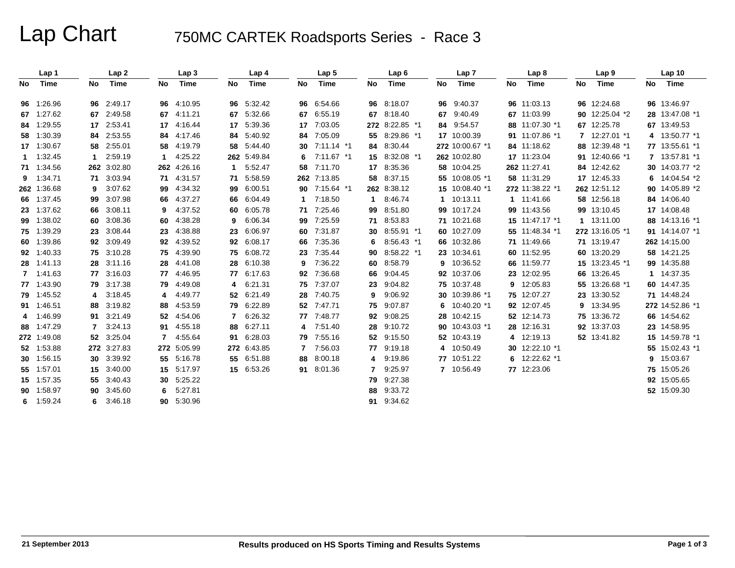# Lap Chart

## 750MC CARTEK Roadsports Series - Race 3

| Lap 1 | | Lap 2 | | Lap 3 | | Lap 4 | | Lap 5 | | Lap 6 | | Lap 7 | | Lap 8 | | Lap 9 | | Lap 10 | |
|---|---|---|---|---|---|---|---|---|---|---|---|---|---|---|---|---|---|---|---|
| No | Time | No | Time | No | Time | No | Time | No | Time | No | Time | No | Time | No | Time | No | Time | No | Time |
| 96 | 1:26.96 | 96 | 2:49.17 | 96 | 4:10.95 | 96 | 5:32.42 | 96 | 6:54.66 | 96 | 8:18.07 | 96 | 9:40.37 | 96 | 11:03.13 | 96 | 12:24.68 | 96 | 13:46.97 |
| 67 | 1:27.62 | 67 | 2:49.58 | 67 | 4:11.21 | 67 | 5:32.66 | 67 | 6:55.19 | 67 | 8:18.40 | 67 | 9:40.49 | 67 | 11:03.99 | 90 | 12:25.04 *2 | 28 | 13:47.08 *1 |
| 84 | 1:29.55 | 17 | 2:53.41 | 17 | 4:16.44 | 17 | 5:39.36 | 17 | 7:03.05 | 272 | 8:22.85 *1 | 84 | 9:54.57 | 88 | 11:07.30 *1 | 67 | 12:25.78 | 67 | 13:49.53 |
| 58 | 1:30.39 | 84 | 2:53.55 | 84 | 4:17.46 | 84 | 5:40.92 | 84 | 7:05.09 | 55 | 8:29.86 *1 | 17 | 10:00.39 | 91 | 11:07.86 *1 | 7 | 12:27.01 *1 | 4 | 13:50.77 *1 |
| 17 | 1:30.67 | 58 | 2:55.01 | 58 | 4:19.79 | 58 | 5:44.40 | 30 | 7:11.14 *1 | 84 | 8:30.44 | 272 | 10:00.67 *1 | 84 | 11:18.62 | 88 | 12:39.48 *1 | 77 | 13:55.61 *1 |
| 1 | 1:32.45 | 1 | 2:59.19 | 1 | 4:25.22 | 262 | 5:49.84 | 6 | 7:11.67 *1 | 15 | 8:32.08 *1 | 262 | 10:02.80 | 17 | 11:23.04 | 91 | 12:40.66 *1 | 7 | 13:57.81 *1 |
| 71 | 1:34.56 | 262 | 3:02.80 | 262 | 4:26.16 | 1 | 5:52.47 | 58 | 7:11.70 | 17 | 8:35.36 | 58 | 10:04.25 | 262 | 11:27.41 | 84 | 12:42.62 | 30 | 14:03.77 *2 |
| 9 | 1:34.71 | 71 | 3:03.94 | 71 | 4:31.57 | 71 | 5:58.59 | 262 | 7:13.85 | 58 | 8:37.15 | 55 | 10:08.05 *1 | 58 | 11:31.29 | 17 | 12:45.33 | 6 | 14:04.54 *2 |
| 262 | 1:36.68 | 9 | 3:07.62 | 99 | 4:34.32 | 99 | 6:00.51 | 90 | 7:15.64 *1 | 262 | 8:38.12 | 15 | 10:08.40 *1 | 272 | 11:38.22 *1 | 262 | 12:51.12 | 90 | 14:05.89 *2 |
| 66 | 1:37.45 | 99 | 3:07.98 | 66 | 4:37.27 | 66 | 6:04.49 | 1 | 7:18.50 | 1 | 8:46.74 | 1 | 10:13.11 | 1 | 11:41.66 | 58 | 12:56.18 | 84 | 14:06.40 |
| 23 | 1:37.62 | 66 | 3:08.11 | 9 | 4:37.52 | 60 | 6:05.78 | 71 | 7:25.46 | 99 | 8:51.80 | 99 | 10:17.24 | 99 | 11:43.56 | 99 | 13:10.45 | 17 | 14:08.48 |
| 99 | 1:38.02 | 60 | 3:08.36 | 60 | 4:38.28 | 9 | 6:06.34 | 99 | 7:25.59 | 71 | 8:53.83 | 71 | 10:21.68 | 15 | 11:47.17 *1 | 1 | 13:11.00 | 88 | 14:13.16 *1 |
| 75 | 1:39.29 | 23 | 3:08.44 | 23 | 4:38.88 | 23 | 6:06.97 | 60 | 7:31.87 | 30 | 8:55.91 *1 | 60 | 10:27.09 | 55 | 11:48.34 *1 | 272 | 13:16.05 *1 | 91 | 14:14.07 *1 |
| 60 | 1:39.86 | 92 | 3:09.49 | 92 | 4:39.52 | 92 | 6:08.17 | 66 | 7:35.36 | 6 | 8:56.43 *1 | 66 | 10:32.86 | 71 | 11:49.66 | 71 | 13:19.47 | 262 | 14:15.00 |
| 92 | 1:40.33 | 75 | 3:10.28 | 75 | 4:39.90 | 75 | 6:08.72 | 23 | 7:35.44 | 90 | 8:58.22 *1 | 23 | 10:34.61 | 60 | 11:52.95 | 60 | 13:20.29 | 58 | 14:21.25 |
| 28 | 1:41.13 | 28 | 3:11.16 | 28 | 4:41.08 | 28 | 6:10.38 | 9 | 7:36.22 | 60 | 8:58.79 | 9 | 10:36.52 | 66 | 11:59.77 | 15 | 13:23.45 *1 | 99 | 14:35.88 |
| 7 | 1:41.63 | 77 | 3:16.03 | 77 | 4:46.95 | 77 | 6:17.63 | 92 | 7:36.68 | 66 | 9:04.45 | 92 | 10:37.06 | 23 | 12:02.95 | 66 | 13:26.45 | 1 | 14:37.35 |
| 77 | 1:43.90 | 79 | 3:17.38 | 79 | 4:49.08 | 4 | 6:21.31 | 75 | 7:37.07 | 23 | 9:04.82 | 75 | 10:37.48 | 9 | 12:05.83 | 55 | 13:26.68 *1 | 60 | 14:47.35 |
| 79 | 1:45.52 | 4 | 3:18.45 | 4 | 4:49.77 | 52 | 6:21.49 | 28 | 7:40.75 | 9 | 9:06.92 | 30 | 10:39.86 *1 | 75 | 12:07.27 | 23 | 13:30.52 | 71 | 14:48.24 |
| 91 | 1:46.51 | 88 | 3:19.82 | 88 | 4:53.59 | 79 | 6:22.89 | 52 | 7:47.71 | 75 | 9:07.87 | 6 | 10:40.20 *1 | 92 | 12:07.45 | 9 | 13:34.95 | 272 | 14:52.86 *1 |
| 4 | 1:46.99 | 91 | 3:21.49 | 52 | 4:54.06 | 7 | 6:26.32 | 77 | 7:48.77 | 92 | 9:08.25 | 28 | 10:42.15 | 52 | 12:14.73 | 75 | 13:36.72 | 66 | 14:54.62 |
| 88 | 1:47.29 | 7 | 3:24.13 | 91 | 4:55.18 | 88 | 6:27.11 | 4 | 7:51.40 | 28 | 9:10.72 | 90 | 10:43.03 *1 | 28 | 12:16.31 | 92 | 13:37.03 | 23 | 14:58.95 |
| 272 | 1:49.08 | 52 | 3:25.04 | 7 | 4:55.64 | 91 | 6:28.03 | 79 | 7:55.16 | 52 | 9:15.50 | 52 | 10:43.19 | 4 | 12:19.13 | 52 | 13:41.82 | 15 | 14:59.78 *1 |
| 52 | 1:53.88 | 272 | 3:27.83 | 272 | 5:05.99 | 272 | 6:43.85 | 7 | 7:56.03 | 77 | 9:19.18 | 4 | 10:50.49 | 30 | 12:22.10 *1 | | | 55 | 15:02.43 *1 |
| 30 | 1:56.15 | 30 | 3:39.92 | 55 | 5:16.78 | 55 | 6:51.88 | 88 | 8:00.18 | 4 | 9:19.86 | 77 | 10:51.22 | 6 | 12:22.62 *1 | | | 9 | 15:03.67 |
| 55 | 1:57.01 | 15 | 3:40.00 | 15 | 5:17.97 | 15 | 6:53.26 | 91 | 8:01.36 | 7 | 9:25.97 | 7 | 10:56.49 | 77 | 12:23.06 | | | 75 | 15:05.26 |
| 15 | 1:57.35 | 55 | 3:40.43 | 30 | 5:25.22 | | | | | 79 | 9:27.38 | | | | | | | 92 | 15:05.65 |
| 90 | 1:58.97 | 90 | 3:45.60 | 6 | 5:27.81 | | | | | 88 | 9:33.72 | | | | | | | 52 | 15:09.30 |
| 6 | 1:59.24 | 6 | 3:46.18 | 90 | 5:30.96 | | | | | 91 | 9:34.62 | | | | | | | | |

21 September 2013

Results produced on HS Sports Timing and Results Systems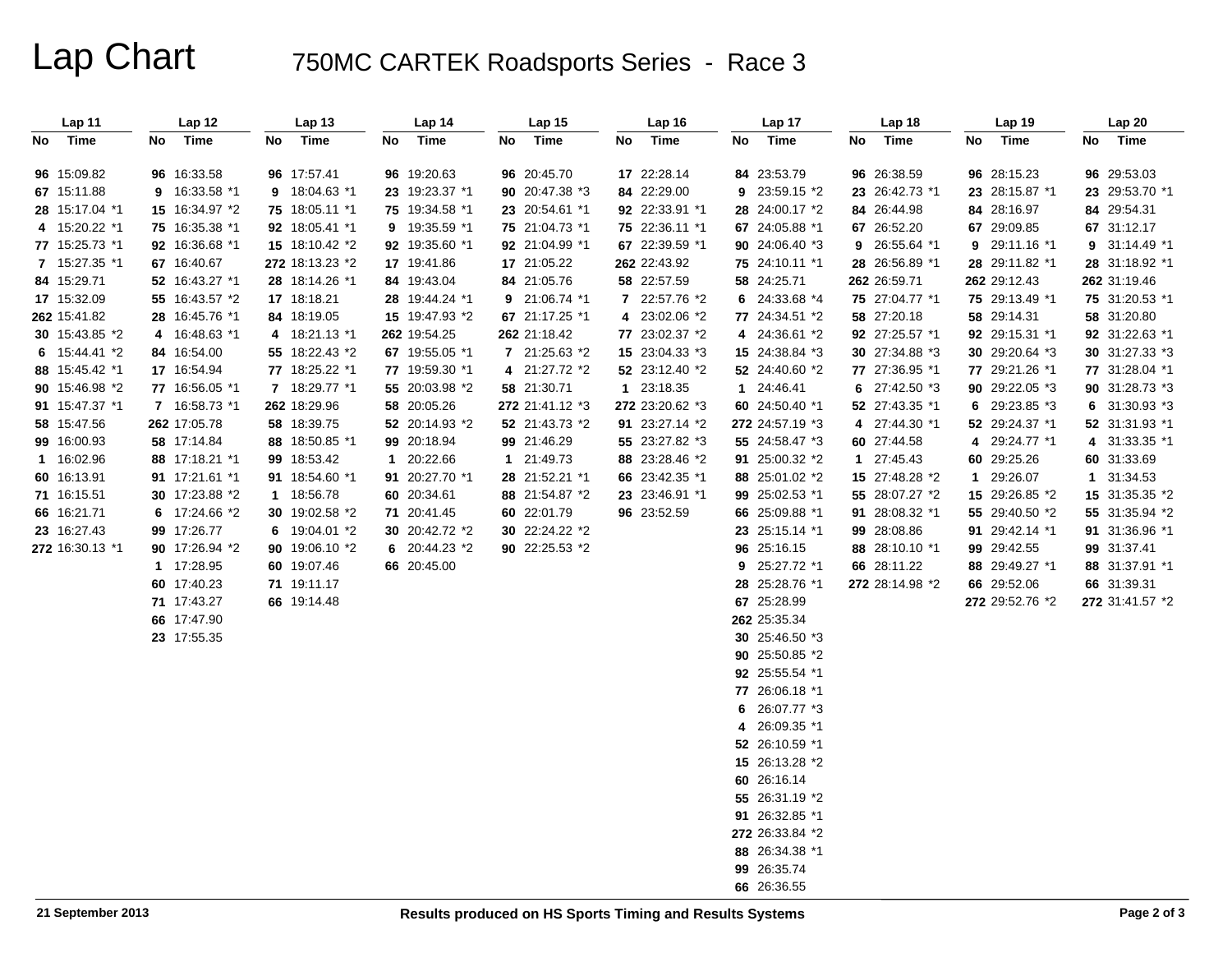# Lap Chart

## 750MC CARTEK Roadsports Series - Race 3

| Lap 11 | | Lap 12 | | Lap 13 | | Lap 14 | | Lap 15 | | Lap 16 | | Lap 17 | | Lap 18 | | Lap 19 | | Lap 20 | |
|---|---|---|---|---|---|---|---|---|---|---|---|---|---|---|---|---|---|---|---|
| No | Time | No | Time | No | Time | No | Time | No | Time | No | Time | No | Time | No | Time | No | Time | No | Time |
| 96 | 15:09.82 | 96 | 16:33.58 | 96 | 17:57.41 | 96 | 19:20.63 | 96 | 20:45.70 | 17 | 22:28.14 | 84 | 23:53.79 | 96 | 26:38.59 | 96 | 28:15.23 | 96 | 29:53.03 |
| 67 | 15:11.88 | 9 | 16:33.58 *1 | 9 | 18:04.63 *1 | 23 | 19:23.37 *1 | 90 | 20:47.38 *3 | 84 | 22:29.00 | 9 | 23:59.15 *2 | 23 | 26:42.73 *1 | 23 | 28:15.87 *1 | 23 | 29:53.70 *1 |
| 28 | 15:17.04 *1 | 15 | 16:34.97 *2 | 75 | 18:05.11 *1 | 75 | 19:34.58 *1 | 23 | 20:54.61 *1 | 92 | 22:33.91 *1 | 28 | 24:00.17 *2 | 84 | 26:44.98 | 84 | 28:16.97 | 84 | 29:54.31 |
| 4 | 15:20.22 *1 | 75 | 16:35.38 *1 | 92 | 18:05.41 *1 | 9 | 19:35.59 *1 | 75 | 21:04.73 *1 | 75 | 22:36.11 *1 | 67 | 24:05.88 *1 | 67 | 26:52.20 | 67 | 29:09.85 | 67 | 31:12.17 |
| 77 | 15:25.73 *1 | 92 | 16:36.68 *1 | 15 | 18:10.42 *2 | 92 | 19:35.60 *1 | 92 | 21:04.99 *1 | 67 | 22:39.59 *1 | 90 | 24:06.40 *3 | 9 | 26:55.64 *1 | 9 | 29:11.16 *1 | 9 | 31:14.49 *1 |
| 7 | 15:27.35 *1 | 67 | 16:40.67 | 272 | 18:13.23 *2 | 17 | 19:41.86 | 17 | 21:05.22 | 262 | 22:43.92 | 75 | 24:10.11 *1 | 28 | 26:56.89 *1 | 28 | 29:11.82 *1 | 28 | 31:18.92 *1 |
| 84 | 15:29.71 | 52 | 16:43.27 *1 | 28 | 18:14.26 *1 | 84 | 19:43.04 | 84 | 21:05.76 | 58 | 22:57.59 | 58 | 24:25.71 | 262 | 26:59.71 | 262 | 29:12.43 | 262 | 31:19.46 |
| 17 | 15:32.09 | 55 | 16:43.57 *2 | 17 | 18:18.21 | 28 | 19:44.24 *1 | 9 | 21:06.74 *1 | 7 | 22:57.76 *2 | 6 | 24:33.68 *4 | 75 | 27:04.77 *1 | 75 | 29:13.49 *1 | 75 | 31:20.53 *1 |
| 262 | 15:41.82 | 28 | 16:45.76 *1 | 84 | 18:19.05 | 15 | 19:47.93 *2 | 67 | 21:17.25 *1 | 4 | 23:02.06 *2 | 77 | 24:34.51 *2 | 58 | 27:20.18 | 58 | 29:14.31 | 58 | 31:20.80 |
| 30 | 15:43.85 *2 | 4 | 16:48.63 *1 | 4 | 18:21.13 *1 | 262 | 19:54.25 | 262 | 21:18.42 | 77 | 23:02.37 *2 | 4 | 24:36.61 *2 | 92 | 27:25.57 *1 | 92 | 29:15.31 *1 | 92 | 31:22.63 *1 |
| 6 | 15:44.41 *2 | 84 | 16:54.00 | 55 | 18:22.43 *2 | 67 | 19:55.05 *1 | 7 | 21:25.63 *2 | 15 | 23:04.33 *3 | 15 | 24:38.84 *3 | 30 | 27:34.88 *3 | 30 | 29:20.64 *3 | 30 | 31:27.33 *3 |
| 88 | 15:45.42 *1 | 17 | 16:54.94 | 77 | 18:25.22 *1 | 77 | 19:59.30 *1 | 4 | 21:27.72 *2 | 52 | 23:12.40 *2 | 52 | 24:40.60 *2 | 77 | 27:36.95 *1 | 77 | 29:21.26 *1 | 77 | 31:28.04 *1 |
| 90 | 15:46.98 *2 | 77 | 16:56.05 *1 | 7 | 18:29.77 *1 | 55 | 20:03.98 *2 | 58 | 21:30.71 | 1 | 23:18.35 | 1 | 24:46.41 | 6 | 27:42.50 *3 | 90 | 29:22.05 *3 | 90 | 31:28.73 *3 |
| 91 | 15:47.37 *1 | 7 | 16:58.73 *1 | 262 | 18:29.96 | 58 | 20:05.26 | 272 | 21:41.12 *3 | 272 | 23:20.62 *3 | 60 | 24:50.40 *1 | 52 | 27:43.35 *1 | 6 | 29:23.85 *3 | 6 | 31:30.93 *3 |
| 58 | 15:47.56 | 262 | 17:05.78 | 58 | 18:39.75 | 52 | 20:14.93 *2 | 52 | 21:43.73 *2 | 91 | 23:27.14 *2 | 272 | 24:57.19 *3 | 4 | 27:44.30 *1 | 52 | 29:24.37 *1 | 52 | 31:31.93 *1 |
| 99 | 16:00.93 | 58 | 17:14.84 | 88 | 18:50.85 *1 | 99 | 20:18.94 | 99 | 21:46.29 | 55 | 23:27.82 *3 | 55 | 24:58.47 *3 | 60 | 27:44.58 | 4 | 29:24.77 *1 | 4 | 31:33.35 *1 |
| 1 | 16:02.96 | 88 | 17:18.21 *1 | 99 | 18:53.42 | 1 | 20:22.66 | 1 | 21:49.73 | 88 | 23:28.46 *2 | 91 | 25:00.32 *2 | 1 | 27:45.43 | 60 | 29:25.26 | 60 | 31:33.69 |
| 60 | 16:13.91 | 91 | 17:21.61 *1 | 91 | 18:54.60 *1 | 91 | 20:27.70 *1 | 28 | 21:52.21 *1 | 66 | 23:42.35 *1 | 88 | 25:01.02 *2 | 15 | 27:48.28 *2 | 1 | 29:26.07 | 1 | 31:34.53 |
| 71 | 16:15.51 | 30 | 17:23.88 *2 | 1 | 18:56.78 | 60 | 20:34.61 | 88 | 21:54.87 *2 | 23 | 23:46.91 *1 | 99 | 25:02.53 *1 | 55 | 28:07.27 *2 | 15 | 29:26.85 *2 | 15 | 31:35.35 *2 |
| 66 | 16:21.71 | 6 | 17:24.66 *2 | 30 | 19:02.58 *2 | 71 | 20:41.45 | 60 | 22:01.79 | 96 | 23:52.59 | 66 | 25:09.88 *1 | 91 | 28:08.32 *1 | 55 | 29:40.50 *2 | 55 | 31:35.94 *2 |
| 23 | 16:27.43 | 99 | 17:26.77 | 6 | 19:04.01 *2 | 30 | 20:42.72 *2 | 30 | 22:24.22 *2 | | | 23 | 25:15.14 *1 | 99 | 28:08.86 | 91 | 29:42.14 *1 | 91 | 31:36.96 *1 |
| 272 | 16:30.13 *1 | 90 | 17:26.94 *2 | 90 | 19:06.10 *2 | 6 | 20:44.23 *2 | 90 | 22:25.53 *2 | | | 96 | 25:16.15 | 88 | 28:10.10 *1 | 99 | 29:42.55 | 99 | 31:37.41 |
| | | 1 | 17:28.95 | 60 | 19:07.46 | 66 | 20:45.00 | | | | | 9 | 25:27.72 *1 | 66 | 28:11.22 | 88 | 29:49.27 *1 | 88 | 31:37.91 *1 |
| | | 60 | 17:40.23 | 71 | 19:11.17 | | | | | | | 28 | 25:28.76 *1 | 272 | 28:14.98 *2 | 66 | 29:52.06 | 66 | 31:39.31 |
| | | 71 | 17:43.27 | 66 | 19:14.48 | | | | | | | 67 | 25:28.99 | | | 272 | 29:52.76 *2 | 272 | 31:41.57 *2 |
| | | 66 | 17:47.90 | | | | | | | | | 262 | 25:35.34 | | | | | | |
| | | 23 | 17:55.35 | | | | | | | | | 30 | 25:46.50 *3 | | | | | | |
| | | | | | | | | | | | | 90 | 25:50.85 *2 | | | | | | |
| | | | | | | | | | | | | 92 | 25:55.54 *1 | | | | | | |
| | | | | | | | | | | | | 77 | 26:06.18 *1 | | | | | | |
| | | | | | | | | | | | | 6 | 26:07.77 *3 | | | | | | |
| | | | | | | | | | | | | 4 | 26:09.35 *1 | | | | | | |
| | | | | | | | | | | | | 52 | 26:10.59 *1 | | | | | | |
| | | | | | | | | | | | | 15 | 26:13.28 *2 | | | | | | |
| | | | | | | | | | | | | 60 | 26:16.14 | | | | | | |
| | | | | | | | | | | | | 55 | 26:31.19 *2 | | | | | | |
| | | | | | | | | | | | | 91 | 26:32.85 *1 | | | | | | |
| | | | | | | | | | | | | 272 | 26:33.84 *2 | | | | | | |
| | | | | | | | | | | | | 88 | 26:34.38 *1 | | | | | | |
| | | | | | | | | | | | | 99 | 26:35.74 | | | | | | |
| | | | | | | | | | | | | 66 | 26:36.55 | | | | | | |

21 September 2013

Results produced on HS Sports Timing and Results Systems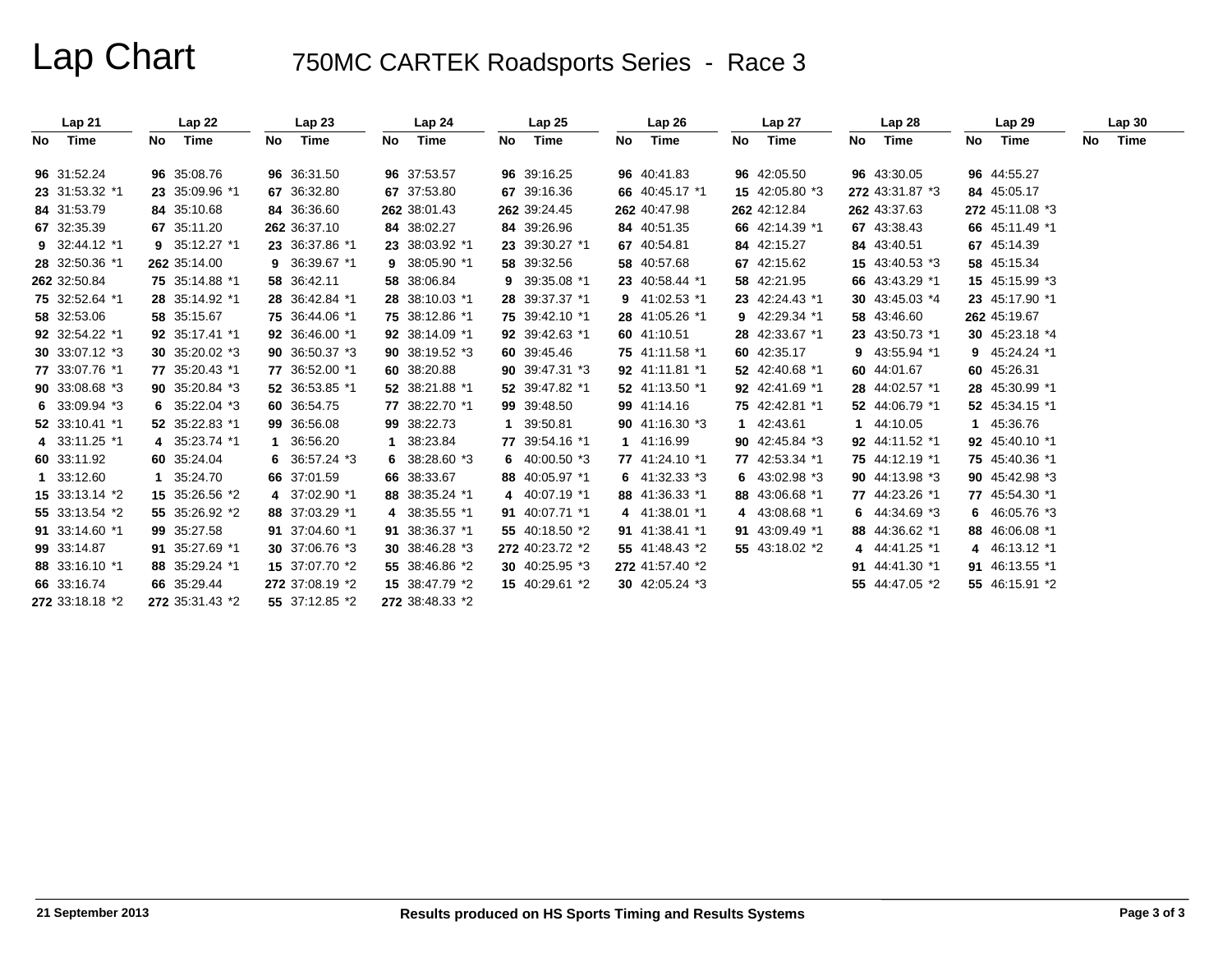# Lap Chart

## 750MC CARTEK Roadsports Series - Race 3

| Lap 21 | | Lap 22 | | Lap 23 | | Lap 24 | | Lap 25 | | Lap 26 | | Lap 27 | | Lap 28 | | Lap 29 | | Lap 30 | |
|---|---|---|---|---|---|---|---|---|---|---|---|---|---|---|---|---|---|---|---|
| No | Time | No | Time | No | Time | No | Time | No | Time | No | Time | No | Time | No | Time | No | Time | No | Time |
| 96 | 31:52.24 | 96 | 35:08.76 | 96 | 36:31.50 | 96 | 37:53.57 | 96 | 39:16.25 | 96 | 40:41.83 | 96 | 42:05.50 | 96 | 43:30.05 | 96 | 44:55.27 | | |
| 23 | 31:53.32 *1 | 23 | 35:09.96 *1 | 67 | 36:32.80 | 67 | 37:53.80 | 67 | 39:16.36 | 66 | 40:45.17 *1 | 15 | 42:05.80 *3 | 272 | 43:31.87 *3 | 84 | 45:05.17 | | |
| 84 | 31:53.79 | 84 | 35:10.68 | 84 | 36:36.60 | 262 | 38:01.43 | 262 | 39:24.45 | 262 | 40:47.98 | 262 | 42:12.84 | 262 | 43:37.63 | 272 | 45:11.08 *3 | | |
| 67 | 32:35.39 | 67 | 35:11.20 | 262 | 36:37.10 | 84 | 38:02.27 | 84 | 39:26.96 | 84 | 40:51.35 | 66 | 42:14.39 *1 | 67 | 43:38.43 | 66 | 45:11.49 *1 | | |
| 9 | 32:44.12 *1 | 9 | 35:12.27 *1 | 23 | 36:37.86 *1 | 23 | 38:03.92 *1 | 23 | 39:30.27 *1 | 67 | 40:54.81 | 84 | 42:15.27 | 84 | 43:40.51 | 67 | 45:14.39 | | |
| 28 | 32:50.36 *1 | 262 | 35:14.00 | 9 | 36:39.67 *1 | 9 | 38:05.90 *1 | 58 | 39:32.56 | 58 | 40:57.68 | 67 | 42:15.62 | 15 | 43:40.53 *3 | 58 | 45:15.34 | | |
| 262 | 32:50.84 | 75 | 35:14.88 *1 | 58 | 36:42.11 | 58 | 38:06.84 | 9 | 39:35.08 *1 | 23 | 40:58.44 *1 | 58 | 42:21.95 | 66 | 43:43.29 *1 | 15 | 45:15.99 *3 | | |
| 75 | 32:52.64 *1 | 28 | 35:14.92 *1 | 28 | 36:42.84 *1 | 28 | 38:10.03 *1 | 28 | 39:37.37 *1 | 9 | 41:02.53 *1 | 23 | 42:24.43 *1 | 30 | 43:45.03 *4 | 23 | 45:17.90 *1 | | |
| 58 | 32:53.06 | 58 | 35:15.67 | 75 | 36:44.06 *1 | 75 | 38:12.86 *1 | 75 | 39:42.10 *1 | 28 | 41:05.26 *1 | 9 | 42:29.34 *1 | 58 | 43:46.60 | 262 | 45:19.67 | | |
| 92 | 32:54.22 *1 | 92 | 35:17.41 *1 | 92 | 36:46.00 *1 | 92 | 38:14.09 *1 | 92 | 39:42.63 *1 | 60 | 41:10.51 | 28 | 42:33.67 *1 | 23 | 43:50.73 *1 | 30 | 45:23.18 *4 | | |
| 30 | 33:07.12 *3 | 30 | 35:20.02 *3 | 90 | 36:50.37 *3 | 90 | 38:19.52 *3 | 60 | 39:45.46 | 75 | 41:11.58 *1 | 60 | 42:35.17 | 9 | 43:55.94 *1 | 9 | 45:24.24 *1 | | |
| 77 | 33:07.76 *1 | 77 | 35:20.43 *1 | 77 | 36:52.00 *1 | 60 | 38:20.88 | 90 | 39:47.31 *3 | 92 | 41:11.81 *1 | 52 | 42:40.68 *1 | 60 | 44:01.67 | 60 | 45:26.31 | | |
| 90 | 33:08.68 *3 | 90 | 35:20.84 *3 | 52 | 36:53.85 *1 | 52 | 38:21.88 *1 | 52 | 39:47.82 *1 | 52 | 41:13.50 *1 | 92 | 42:41.69 *1 | 28 | 44:02.57 *1 | 28 | 45:30.99 *1 | | |
| 6 | 33:09.94 *3 | 6 | 35:22.04 *3 | 60 | 36:54.75 | 77 | 38:22.70 *1 | 99 | 39:48.50 | 99 | 41:14.16 | 75 | 42:42.81 *1 | 52 | 44:06.79 *1 | 52 | 45:34.15 *1 | | |
| 52 | 33:10.41 *1 | 52 | 35:22.83 *1 | 99 | 36:56.08 | 99 | 38:22.73 | 1 | 39:50.81 | 90 | 41:16.30 *3 | 1 | 42:43.61 | 1 | 44:10.05 | 1 | 45:36.76 | | |
| 4 | 33:11.25 *1 | 4 | 35:23.74 *1 | 1 | 36:56.20 | 1 | 38:23.84 | 77 | 39:54.16 *1 | 1 | 41:16.99 | 90 | 42:45.84 *3 | 92 | 44:11.52 *1 | 92 | 45:40.10 *1 | | |
| 60 | 33:11.92 | 60 | 35:24.04 | 6 | 36:57.24 *3 | 6 | 38:28.60 *3 | 6 | 40:00.50 *3 | 77 | 41:24.10 *1 | 77 | 42:53.34 *1 | 75 | 44:12.19 *1 | 75 | 45:40.36 *1 | | |
| 1 | 33:12.60 | 1 | 35:24.70 | 66 | 37:01.59 | 66 | 38:33.67 | 88 | 40:05.97 *1 | 6 | 41:32.33 *3 | 6 | 43:02.98 *3 | 90 | 44:13.98 *3 | 90 | 45:42.98 *3 | | |
| 15 | 33:13.14 *2 | 15 | 35:26.56 *2 | 4 | 37:02.90 *1 | 88 | 38:35.24 *1 | 4 | 40:07.19 *1 | 88 | 41:36.33 *1 | 88 | 43:06.68 *1 | 77 | 44:23.26 *1 | 77 | 45:54.30 *1 | | |
| 55 | 33:13.54 *2 | 55 | 35:26.92 *2 | 88 | 37:03.29 *1 | 4 | 38:35.55 *1 | 91 | 40:07.71 *1 | 4 | 41:38.01 *1 | 4 | 43:08.68 *1 | 6 | 44:34.69 *3 | 6 | 46:05.76 *3 | | |
| 91 | 33:14.60 *1 | 99 | 35:27.58 | 91 | 37:04.60 *1 | 91 | 38:36.37 *1 | 55 | 40:18.50 *2 | 91 | 41:38.41 *1 | 91 | 43:09.49 *1 | 88 | 44:36.62 *1 | 88 | 46:06.08 *1 | | |
| 99 | 33:14.87 | 91 | 35:27.69 *1 | 30 | 37:06.76 *3 | 30 | 38:46.28 *3 | 272 | 40:23.72 *2 | 55 | 41:48.43 *2 | 55 | 43:18.02 *2 | 4 | 44:41.25 *1 | 4 | 46:13.12 *1 | | |
| 88 | 33:16.10 *1 | 88 | 35:29.24 *1 | 15 | 37:07.70 *2 | 55 | 38:46.86 *2 | 30 | 40:25.95 *3 | 272 | 41:57.40 *2 | | | 91 | 44:41.30 *1 | 91 | 46:13.55 *1 | | |
| 66 | 33:16.74 | 66 | 35:29.44 | 272 | 37:08.19 *2 | 15 | 38:47.79 *2 | 15 | 40:29.61 *2 | 30 | 42:05.24 *3 | | | 55 | 44:47.05 *2 | 55 | 46:15.91 *2 | | |
| 272 | 33:18.18 *2 | 272 | 35:31.43 *2 | 55 | 37:12.85 *2 | 272 | 38:48.33 *2 | | | | | | | | | | | | |

21 September 2013

Results produced on HS Sports Timing and Results Systems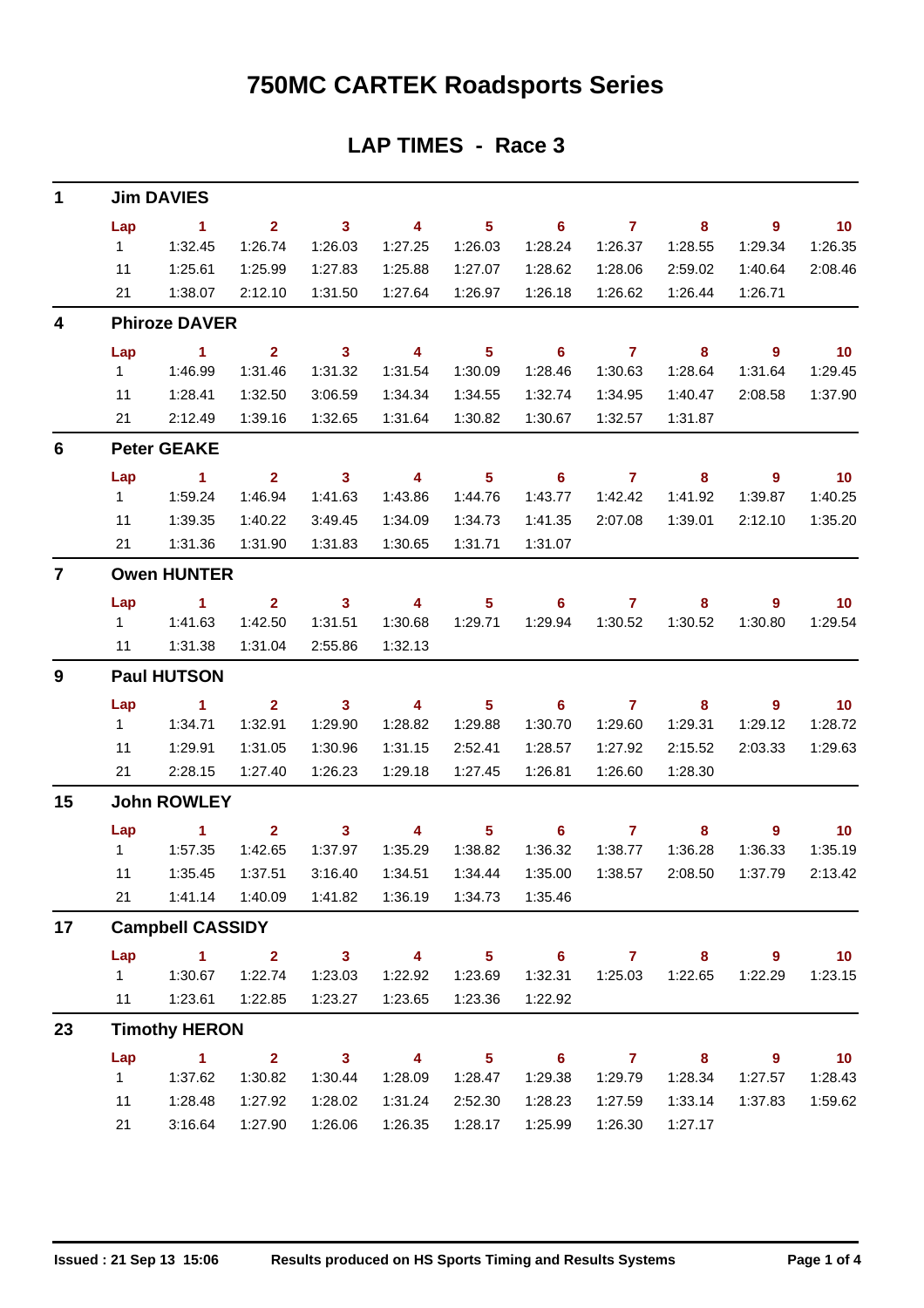# 750MC CARTEK Roadsports Series

## LAP TIMES - Race 3

### 1 Jim DAVIES

| Lap | 1 | 2 | 3 | 4 | 5 | 6 | 7 | 8 | 9 | 10 |
|---|---|---|---|---|---|---|---|---|---|---|
| 1 | 1:32.45 | 1:26.74 | 1:26.03 | 1:27.25 | 1:26.03 | 1:28.24 | 1:26.37 | 1:28.55 | 1:29.34 | 1:26.35 |
| 11 | 1:25.61 | 1:25.99 | 1:27.83 | 1:25.88 | 1:27.07 | 1:28.62 | 1:28.06 | 2:59.02 | 1:40.64 | 2:08.46 |
| 21 | 1:38.07 | 2:12.10 | 1:31.50 | 1:27.64 | 1:26.97 | 1:26.18 | 1:26.62 | 1:26.44 | 1:26.71 | |

### 4 Phiroze DAVER

| Lap | 1 | 2 | 3 | 4 | 5 | 6 | 7 | 8 | 9 | 10 |
|---|---|---|---|---|---|---|---|---|---|---|
| 1 | 1:46.99 | 1:31.46 | 1:31.32 | 1:31.54 | 1:30.09 | 1:28.46 | 1:30.63 | 1:28.64 | 1:31.64 | 1:29.45 |
| 11 | 1:28.41 | 1:32.50 | 3:06.59 | 1:34.34 | 1:34.55 | 1:32.74 | 1:34.95 | 1:40.47 | 2:08.58 | 1:37.90 |
| 21 | 2:12.49 | 1:39.16 | 1:32.65 | 1:31.64 | 1:30.82 | 1:30.67 | 1:32.57 | 1:31.87 | | |

### 6 Peter GEAKE

| Lap | 1 | 2 | 3 | 4 | 5 | 6 | 7 | 8 | 9 | 10 |
|---|---|---|---|---|---|---|---|---|---|---|
| 1 | 1:59.24 | 1:46.94 | 1:41.63 | 1:43.86 | 1:44.76 | 1:43.77 | 1:42.42 | 1:41.92 | 1:39.87 | 1:40.25 |
| 11 | 1:39.35 | 1:40.22 | 3:49.45 | 1:34.09 | 1:34.73 | 1:41.35 | 2:07.08 | 1:39.01 | 2:12.10 | 1:35.20 |
| 21 | 1:31.36 | 1:31.90 | 1:31.83 | 1:30.65 | 1:31.71 | 1:31.07 | | | | |

### 7 Owen HUNTER

| Lap | 1 | 2 | 3 | 4 | 5 | 6 | 7 | 8 | 9 | 10 |
|---|---|---|---|---|---|---|---|---|---|---|
| 1 | 1:41.63 | 1:42.50 | 1:31.51 | 1:30.68 | 1:29.71 | 1:29.94 | 1:30.52 | 1:30.52 | 1:30.80 | 1:29.54 |
| 11 | 1:31.38 | 1:31.04 | 2:55.86 | 1:32.13 | | | | | | |

### 9 Paul HUTSON

| Lap | 1 | 2 | 3 | 4 | 5 | 6 | 7 | 8 | 9 | 10 |
|---|---|---|---|---|---|---|---|---|---|---|
| 1 | 1:34.71 | 1:32.91 | 1:29.90 | 1:28.82 | 1:29.88 | 1:30.70 | 1:29.60 | 1:29.31 | 1:29.12 | 1:28.72 |
| 11 | 1:29.91 | 1:31.05 | 1:30.96 | 1:31.15 | 2:52.41 | 1:28.57 | 1:27.92 | 2:15.52 | 2:03.33 | 1:29.63 |
| 21 | 2:28.15 | 1:27.40 | 1:26.23 | 1:29.18 | 1:27.45 | 1:26.81 | 1:26.60 | 1:28.30 | | |

### 15 John ROWLEY

| Lap | 1 | 2 | 3 | 4 | 5 | 6 | 7 | 8 | 9 | 10 |
|---|---|---|---|---|---|---|---|---|---|---|
| 1 | 1:57.35 | 1:42.65 | 1:37.97 | 1:35.29 | 1:38.82 | 1:36.32 | 1:38.77 | 1:36.28 | 1:36.33 | 1:35.19 |
| 11 | 1:35.45 | 1:37.51 | 3:16.40 | 1:34.51 | 1:34.44 | 1:35.00 | 1:38.57 | 2:08.50 | 1:37.79 | 2:13.42 |
| 21 | 1:41.14 | 1:40.09 | 1:41.82 | 1:36.19 | 1:34.73 | 1:35.46 | | | | |

### 17 Campbell CASSIDY

| Lap | 1 | 2 | 3 | 4 | 5 | 6 | 7 | 8 | 9 | 10 |
|---|---|---|---|---|---|---|---|---|---|---|
| 1 | 1:30.67 | 1:22.74 | 1:23.03 | 1:22.92 | 1:23.69 | 1:32.31 | 1:25.03 | 1:22.65 | 1:22.29 | 1:23.15 |
| 11 | 1:23.61 | 1:22.85 | 1:23.27 | 1:23.65 | 1:23.36 | 1:22.92 | | | | |

### 23 Timothy HERON

| Lap | 1 | 2 | 3 | 4 | 5 | 6 | 7 | 8 | 9 | 10 |
|---|---|---|---|---|---|---|---|---|---|---|
| 1 | 1:37.62 | 1:30.82 | 1:30.44 | 1:28.09 | 1:28.47 | 1:29.38 | 1:29.79 | 1:28.34 | 1:27.57 | 1:28.43 |
| 11 | 1:28.48 | 1:27.92 | 1:28.02 | 1:31.24 | 2:52.30 | 1:28.23 | 1:27.59 | 1:33.14 | 1:37.83 | 1:59.62 |
| 21 | 3:16.64 | 1:27.90 | 1:26.06 | 1:26.35 | 1:28.17 | 1:25.99 | 1:26.30 | 1:27.17 | | |

Issued : 21 Sep 13 15:06 | Results produced on HS Sports Timing and Results Systems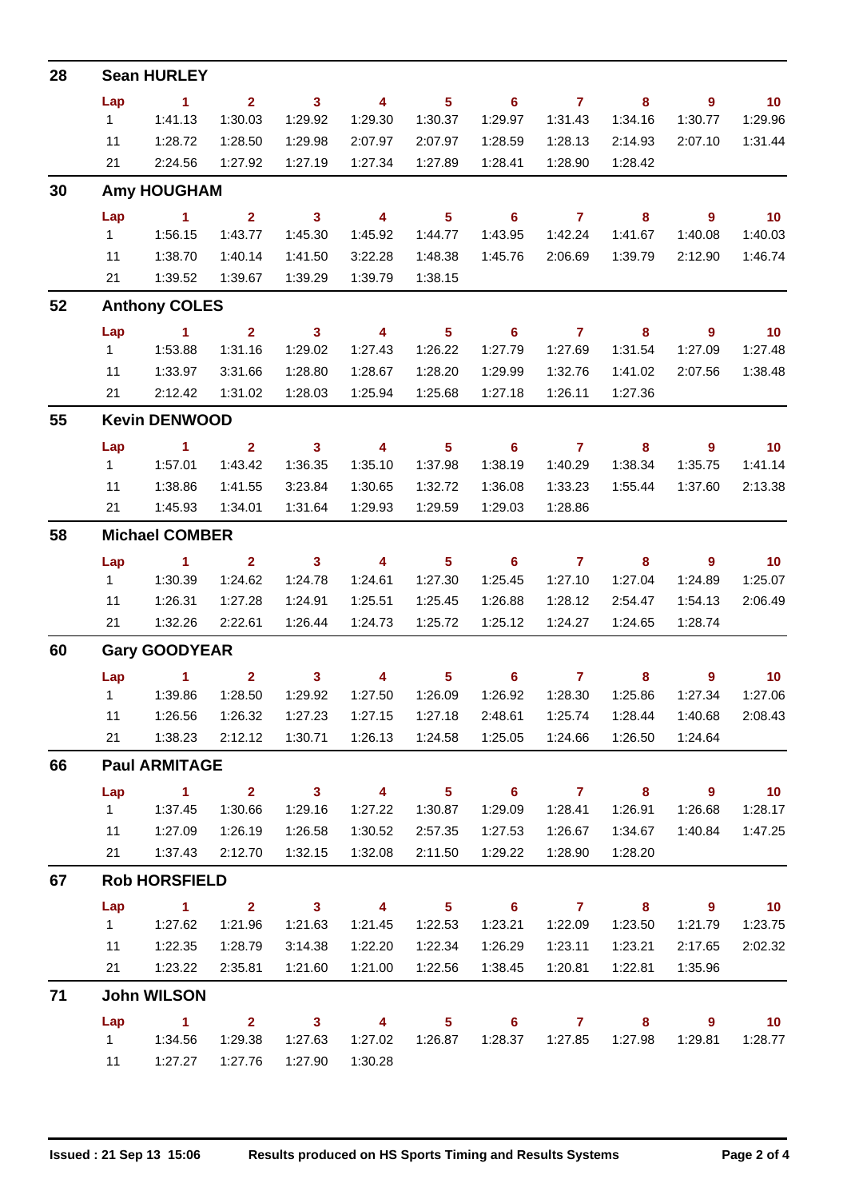## 28 Sean HURLEY

| Lap | 1 | 2 | 3 | 4 | 5 | 6 | 7 | 8 | 9 | 10 |
|---|---|---|---|---|---|---|---|---|---|---|
| 1 | 1:41.13 | 1:30.03 | 1:29.92 | 1:29.30 | 1:30.37 | 1:29.97 | 1:31.43 | 1:34.16 | 1:30.77 | 1:29.96 |
| 11 | 1:28.72 | 1:28.50 | 1:29.98 | 2:07.97 | 2:07.97 | 1:28.59 | 1:28.13 | 2:14.93 | 2:07.10 | 1:31.44 |
| 21 | 2:24.56 | 1:27.92 | 1:27.19 | 1:27.34 | 1:27.89 | 1:28.41 | 1:28.90 | 1:28.42 | | |

## 30 Amy HOUGHAM

| Lap | 1 | 2 | 3 | 4 | 5 | 6 | 7 | 8 | 9 | 10 |
|---|---|---|---|---|---|---|---|---|---|---|
| 1 | 1:56.15 | 1:43.77 | 1:45.30 | 1:45.92 | 1:44.77 | 1:43.95 | 1:42.24 | 1:41.67 | 1:40.08 | 1:40.03 |
| 11 | 1:38.70 | 1:40.14 | 1:41.50 | 3:22.28 | 1:48.38 | 1:45.76 | 2:06.69 | 1:39.79 | 2:12.90 | 1:46.74 |
| 21 | 1:39.52 | 1:39.67 | 1:39.29 | 1:39.79 | 1:38.15 | | | | | |

## 52 Anthony COLES

| Lap | 1 | 2 | 3 | 4 | 5 | 6 | 7 | 8 | 9 | 10 |
|---|---|---|---|---|---|---|---|---|---|---|
| 1 | 1:53.88 | 1:31.16 | 1:29.02 | 1:27.43 | 1:26.22 | 1:27.79 | 1:27.69 | 1:31.54 | 1:27.09 | 1:27.48 |
| 11 | 1:33.97 | 3:31.66 | 1:28.80 | 1:28.67 | 1:28.20 | 1:29.99 | 1:32.76 | 1:41.02 | 2:07.56 | 1:38.48 |
| 21 | 2:12.42 | 1:31.02 | 1:28.03 | 1:25.94 | 1:25.68 | 1:27.18 | 1:26.11 | 1:27.36 | | |

## 55 Kevin DENWOOD

| Lap | 1 | 2 | 3 | 4 | 5 | 6 | 7 | 8 | 9 | 10 |
|---|---|---|---|---|---|---|---|---|---|---|
| 1 | 1:57.01 | 1:43.42 | 1:36.35 | 1:35.10 | 1:37.98 | 1:38.19 | 1:40.29 | 1:38.34 | 1:35.75 | 1:41.14 |
| 11 | 1:38.86 | 1:41.55 | 3:23.84 | 1:30.65 | 1:32.72 | 1:36.08 | 1:33.23 | 1:55.44 | 1:37.60 | 2:13.38 |
| 21 | 1:45.93 | 1:34.01 | 1:31.64 | 1:29.93 | 1:29.59 | 1:29.03 | 1:28.86 | | | |

## 58 Michael COMBER

| Lap | 1 | 2 | 3 | 4 | 5 | 6 | 7 | 8 | 9 | 10 |
|---|---|---|---|---|---|---|---|---|---|---|
| 1 | 1:30.39 | 1:24.62 | 1:24.78 | 1:24.61 | 1:27.30 | 1:25.45 | 1:27.10 | 1:27.04 | 1:24.89 | 1:25.07 |
| 11 | 1:26.31 | 1:27.28 | 1:24.91 | 1:25.51 | 1:25.45 | 1:26.88 | 1:28.12 | 2:54.47 | 1:54.13 | 2:06.49 |
| 21 | 1:32.26 | 2:22.61 | 1:26.44 | 1:24.73 | 1:25.72 | 1:25.12 | 1:24.27 | 1:24.65 | 1:28.74 | |

## 60 Gary GOODYEAR

| Lap | 1 | 2 | 3 | 4 | 5 | 6 | 7 | 8 | 9 | 10 |
|---|---|---|---|---|---|---|---|---|---|---|
| 1 | 1:39.86 | 1:28.50 | 1:29.92 | 1:27.50 | 1:26.09 | 1:26.92 | 1:28.30 | 1:25.86 | 1:27.34 | 1:27.06 |
| 11 | 1:26.56 | 1:26.32 | 1:27.23 | 1:27.15 | 1:27.18 | 2:48.61 | 1:25.74 | 1:28.44 | 1:40.68 | 2:08.43 |
| 21 | 1:38.23 | 2:12.12 | 1:30.71 | 1:26.13 | 1:24.58 | 1:25.05 | 1:24.66 | 1:26.50 | 1:24.64 | |

## 66 Paul ARMITAGE

| Lap | 1 | 2 | 3 | 4 | 5 | 6 | 7 | 8 | 9 | 10 |
|---|---|---|---|---|---|---|---|---|---|---|
| 1 | 1:37.45 | 1:30.66 | 1:29.16 | 1:27.22 | 1:30.87 | 1:29.09 | 1:28.41 | 1:26.91 | 1:26.68 | 1:28.17 |
| 11 | 1:27.09 | 1:26.19 | 1:26.58 | 1:30.52 | 2:57.35 | 1:27.53 | 1:26.67 | 1:34.67 | 1:40.84 | 1:47.25 |
| 21 | 1:37.43 | 2:12.70 | 1:32.15 | 1:32.08 | 2:11.50 | 1:29.22 | 1:28.90 | 1:28.20 | | |

## 67 Rob HORSFIELD

| Lap | 1 | 2 | 3 | 4 | 5 | 6 | 7 | 8 | 9 | 10 |
|---|---|---|---|---|---|---|---|---|---|---|
| 1 | 1:27.62 | 1:21.96 | 1:21.63 | 1:21.45 | 1:22.53 | 1:23.21 | 1:22.09 | 1:23.50 | 1:21.79 | 1:23.75 |
| 11 | 1:22.35 | 1:28.79 | 3:14.38 | 1:22.20 | 1:22.34 | 1:26.29 | 1:23.11 | 1:23.21 | 2:17.65 | 2:02.32 |
| 21 | 1:23.22 | 2:35.81 | 1:21.60 | 1:21.00 | 1:22.56 | 1:38.45 | 1:20.81 | 1:22.81 | 1:35.96 | |

## 71 John WILSON

| Lap | 1 | 2 | 3 | 4 | 5 | 6 | 7 | 8 | 9 | 10 |
|---|---|---|---|---|---|---|---|---|---|---|
| 1 | 1:34.56 | 1:29.38 | 1:27.63 | 1:27.02 | 1:26.87 | 1:28.37 | 1:27.85 | 1:27.98 | 1:29.81 | 1:28.77 |
| 11 | 1:27.27 | 1:27.76 | 1:27.90 | 1:30.28 | | | | | | |

Issued : 21 Sep 13 15:06 Results produced on HS Sports Timing and Results Systems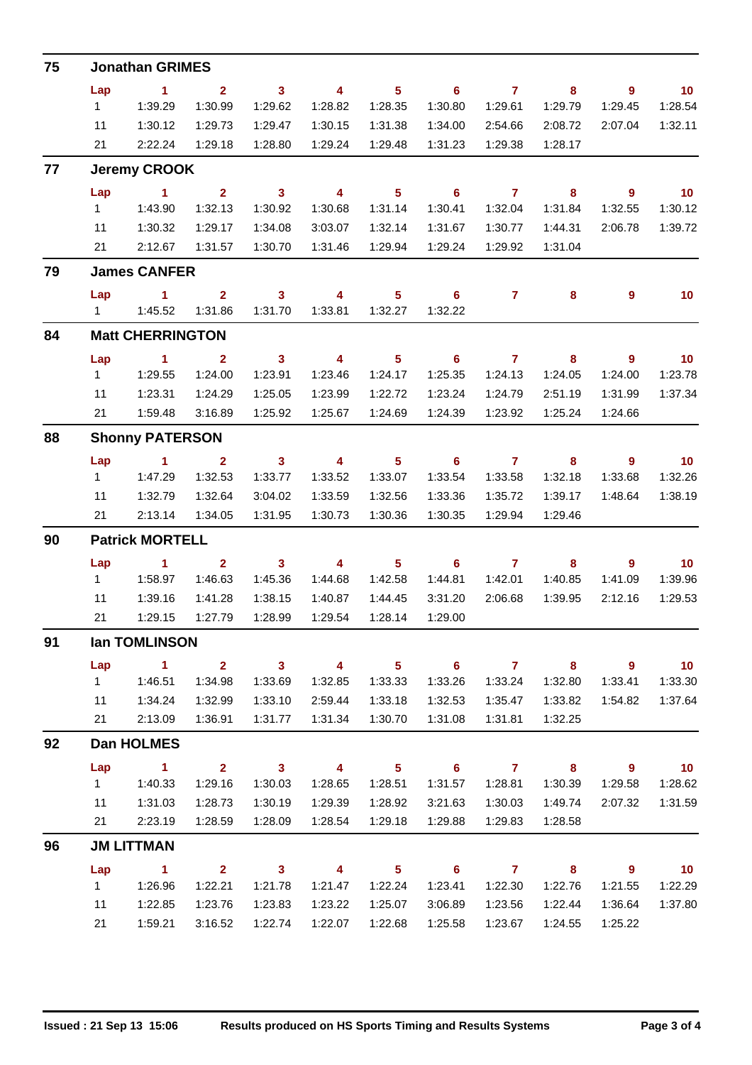## 75 Jonathan GRIMES

| Lap | 1 | 2 | 3 | 4 | 5 | 6 | 7 | 8 | 9 | 10 |
|---|---|---|---|---|---|---|---|---|---|---|
| 1 | 1:39.29 | 1:30.99 | 1:29.62 | 1:28.82 | 1:28.35 | 1:30.80 | 1:29.61 | 1:29.79 | 1:29.45 | 1:28.54 |
| 11 | 1:30.12 | 1:29.73 | 1:29.47 | 1:30.15 | 1:31.38 | 1:34.00 | 2:54.66 | 2:08.72 | 2:07.04 | 1:32.11 |
| 21 | 2:22.24 | 1:29.18 | 1:28.80 | 1:29.24 | 1:29.48 | 1:31.23 | 1:29.38 | 1:28.17 | | |

## 77 Jeremy CROOK

| Lap | 1 | 2 | 3 | 4 | 5 | 6 | 7 | 8 | 9 | 10 |
|---|---|---|---|---|---|---|---|---|---|---|
| 1 | 1:43.90 | 1:32.13 | 1:30.92 | 1:30.68 | 1:31.14 | 1:30.41 | 1:32.04 | 1:31.84 | 1:32.55 | 1:30.12 |
| 11 | 1:30.32 | 1:29.17 | 1:34.08 | 3:03.07 | 1:32.14 | 1:31.67 | 1:30.77 | 1:44.31 | 2:06.78 | 1:39.72 |
| 21 | 2:12.67 | 1:31.57 | 1:30.70 | 1:31.46 | 1:29.94 | 1:29.24 | 1:29.92 | 1:31.04 | | |

## 79 James CANFER

| Lap | 1 | 2 | 3 | 4 | 5 | 6 | 7 | 8 | 9 | 10 |
|---|---|---|---|---|---|---|---|---|---|---|
| 1 | 1:45.52 | 1:31.86 | 1:31.70 | 1:33.81 | 1:32.27 | 1:32.22 | | | | |

## 84 Matt CHERRINGTON

| Lap | 1 | 2 | 3 | 4 | 5 | 6 | 7 | 8 | 9 | 10 |
|---|---|---|---|---|---|---|---|---|---|---|
| 1 | 1:29.55 | 1:24.00 | 1:23.91 | 1:23.46 | 1:24.17 | 1:25.35 | 1:24.13 | 1:24.05 | 1:24.00 | 1:23.78 |
| 11 | 1:23.31 | 1:24.29 | 1:25.05 | 1:23.99 | 1:22.72 | 1:23.24 | 1:24.79 | 2:51.19 | 1:31.99 | 1:37.34 |
| 21 | 1:59.48 | 3:16.89 | 1:25.92 | 1:25.67 | 1:24.69 | 1:24.39 | 1:23.92 | 1:25.24 | 1:24.66 | |

## 88 Shonny PATERSON

| Lap | 1 | 2 | 3 | 4 | 5 | 6 | 7 | 8 | 9 | 10 |
|---|---|---|---|---|---|---|---|---|---|---|
| 1 | 1:47.29 | 1:32.53 | 1:33.77 | 1:33.52 | 1:33.07 | 1:33.54 | 1:33.58 | 1:32.18 | 1:33.68 | 1:32.26 |
| 11 | 1:32.79 | 1:32.64 | 3:04.02 | 1:33.59 | 1:32.56 | 1:33.36 | 1:35.72 | 1:39.17 | 1:48.64 | 1:38.19 |
| 21 | 2:13.14 | 1:34.05 | 1:31.95 | 1:30.73 | 1:30.36 | 1:30.35 | 1:29.94 | 1:29.46 | | |

## 90 Patrick MORTELL

| Lap | 1 | 2 | 3 | 4 | 5 | 6 | 7 | 8 | 9 | 10 |
|---|---|---|---|---|---|---|---|---|---|---|
| 1 | 1:58.97 | 1:46.63 | 1:45.36 | 1:44.68 | 1:42.58 | 1:44.81 | 1:42.01 | 1:40.85 | 1:41.09 | 1:39.96 |
| 11 | 1:39.16 | 1:41.28 | 1:38.15 | 1:40.87 | 1:44.45 | 3:31.20 | 2:06.68 | 1:39.95 | 2:12.16 | 1:29.53 |
| 21 | 1:29.15 | 1:27.79 | 1:28.99 | 1:29.54 | 1:28.14 | 1:29.00 | | | | |

## 91 Ian TOMLINSON

| Lap | 1 | 2 | 3 | 4 | 5 | 6 | 7 | 8 | 9 | 10 |
|---|---|---|---|---|---|---|---|---|---|---|
| 1 | 1:46.51 | 1:34.98 | 1:33.69 | 1:32.85 | 1:33.33 | 1:33.26 | 1:33.24 | 1:32.80 | 1:33.41 | 1:33.30 |
| 11 | 1:34.24 | 1:32.99 | 1:33.10 | 2:59.44 | 1:33.18 | 1:32.53 | 1:35.47 | 1:33.82 | 1:54.82 | 1:37.64 |
| 21 | 2:13.09 | 1:36.91 | 1:31.77 | 1:31.34 | 1:30.70 | 1:31.08 | 1:31.81 | 1:32.25 | | |

## 92 Dan HOLMES

| Lap | 1 | 2 | 3 | 4 | 5 | 6 | 7 | 8 | 9 | 10 |
|---|---|---|---|---|---|---|---|---|---|---|
| 1 | 1:40.33 | 1:29.16 | 1:30.03 | 1:28.65 | 1:28.51 | 1:31.57 | 1:28.81 | 1:30.39 | 1:29.58 | 1:28.62 |
| 11 | 1:31.03 | 1:28.73 | 1:30.19 | 1:29.39 | 1:28.92 | 3:21.63 | 1:30.03 | 1:49.74 | 2:07.32 | 1:31.59 |
| 21 | 2:23.19 | 1:28.59 | 1:28.09 | 1:28.54 | 1:29.18 | 1:29.88 | 1:29.83 | 1:28.58 | | |

## 96 JM LITTMAN

| Lap | 1 | 2 | 3 | 4 | 5 | 6 | 7 | 8 | 9 | 10 |
|---|---|---|---|---|---|---|---|---|---|---|
| 1 | 1:26.96 | 1:22.21 | 1:21.78 | 1:21.47 | 1:22.24 | 1:23.41 | 1:22.30 | 1:22.76 | 1:21.55 | 1:22.29 |
| 11 | 1:22.85 | 1:23.76 | 1:23.83 | 1:23.22 | 1:25.07 | 3:06.89 | 1:23.56 | 1:22.44 | 1:36.64 | 1:37.80 |
| 21 | 1:59.21 | 3:16.52 | 1:22.74 | 1:22.07 | 1:22.68 | 1:25.58 | 1:23.67 | 1:24.55 | 1:25.22 | |

**Issued : 21 Sep 13 15:06** **Results produced on HS Sports Timing and Results Systems**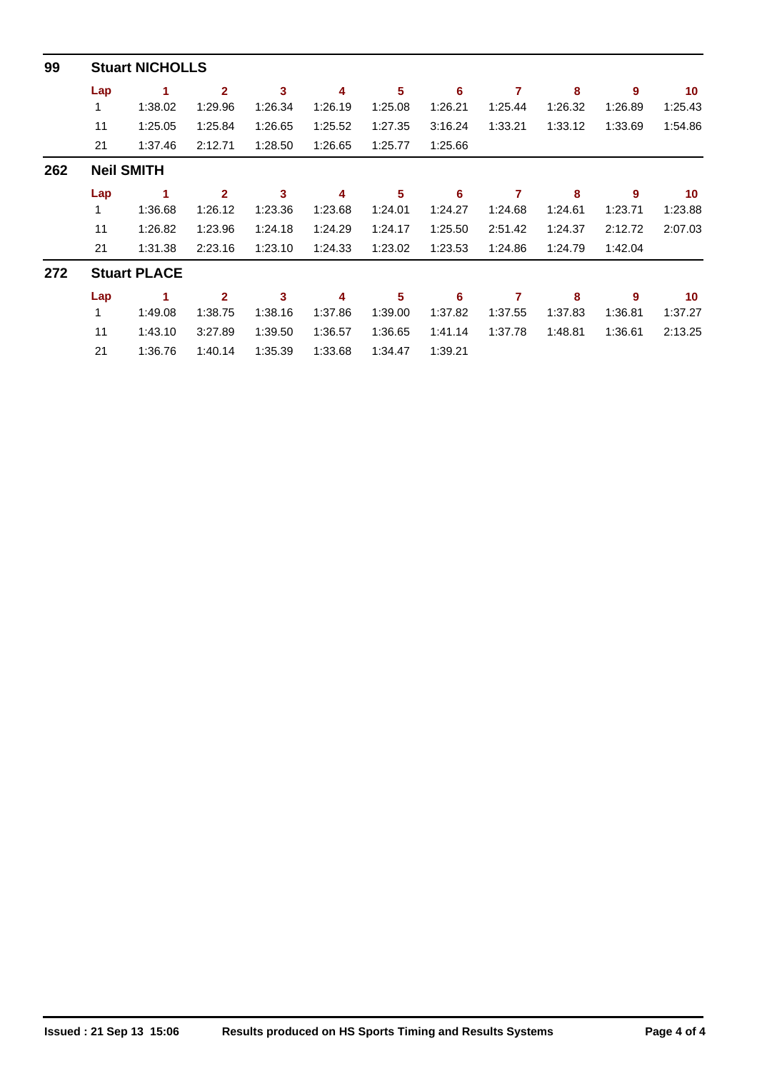## 99 Stuart NICHOLLS

| Lap | 1 | 2 | 3 | 4 | 5 | 6 | 7 | 8 | 9 | 10 |
|---|---|---|---|---|---|---|---|---|---|---|
| 1 | 1:38.02 | 1:29.96 | 1:26.34 | 1:26.19 | 1:25.08 | 1:26.21 | 1:25.44 | 1:26.32 | 1:26.89 | 1:25.43 |
| 11 | 1:25.05 | 1:25.84 | 1:26.65 | 1:25.52 | 1:27.35 | 3:16.24 | 1:33.21 | 1:33.12 | 1:33.69 | 1:54.86 |
| 21 | 1:37.46 | 2:12.71 | 1:28.50 | 1:26.65 | 1:25.77 | 1:25.66 | | | | |

## 262 Neil SMITH

| Lap | 1 | 2 | 3 | 4 | 5 | 6 | 7 | 8 | 9 | 10 |
|---|---|---|---|---|---|---|---|---|---|---|
| 1 | 1:36.68 | 1:26.12 | 1:23.36 | 1:23.68 | 1:24.01 | 1:24.27 | 1:24.68 | 1:24.61 | 1:23.71 | 1:23.88 |
| 11 | 1:26.82 | 1:23.96 | 1:24.18 | 1:24.29 | 1:24.17 | 1:25.50 | 2:51.42 | 1:24.37 | 2:12.72 | 2:07.03 |
| 21 | 1:31.38 | 2:23.16 | 1:23.10 | 1:24.33 | 1:23.02 | 1:23.53 | 1:24.86 | 1:24.79 | 1:42.04 | |

## 272 Stuart PLACE

| Lap | 1 | 2 | 3 | 4 | 5 | 6 | 7 | 8 | 9 | 10 |
|---|---|---|---|---|---|---|---|---|---|---|
| 1 | 1:49.08 | 1:38.75 | 1:38.16 | 1:37.86 | 1:39.00 | 1:37.82 | 1:37.55 | 1:37.83 | 1:36.81 | 1:37.27 |
| 11 | 1:43.10 | 3:27.89 | 1:39.50 | 1:36.57 | 1:36.65 | 1:41.14 | 1:37.78 | 1:48.81 | 1:36.61 | 2:13.25 |
| 21 | 1:36.76 | 1:40.14 | 1:35.39 | 1:33.68 | 1:34.47 | 1:39.21 | | | | |

**Issued : 21 Sep 13 15:06** **Results produced on HS Sports Timing and Results Systems**